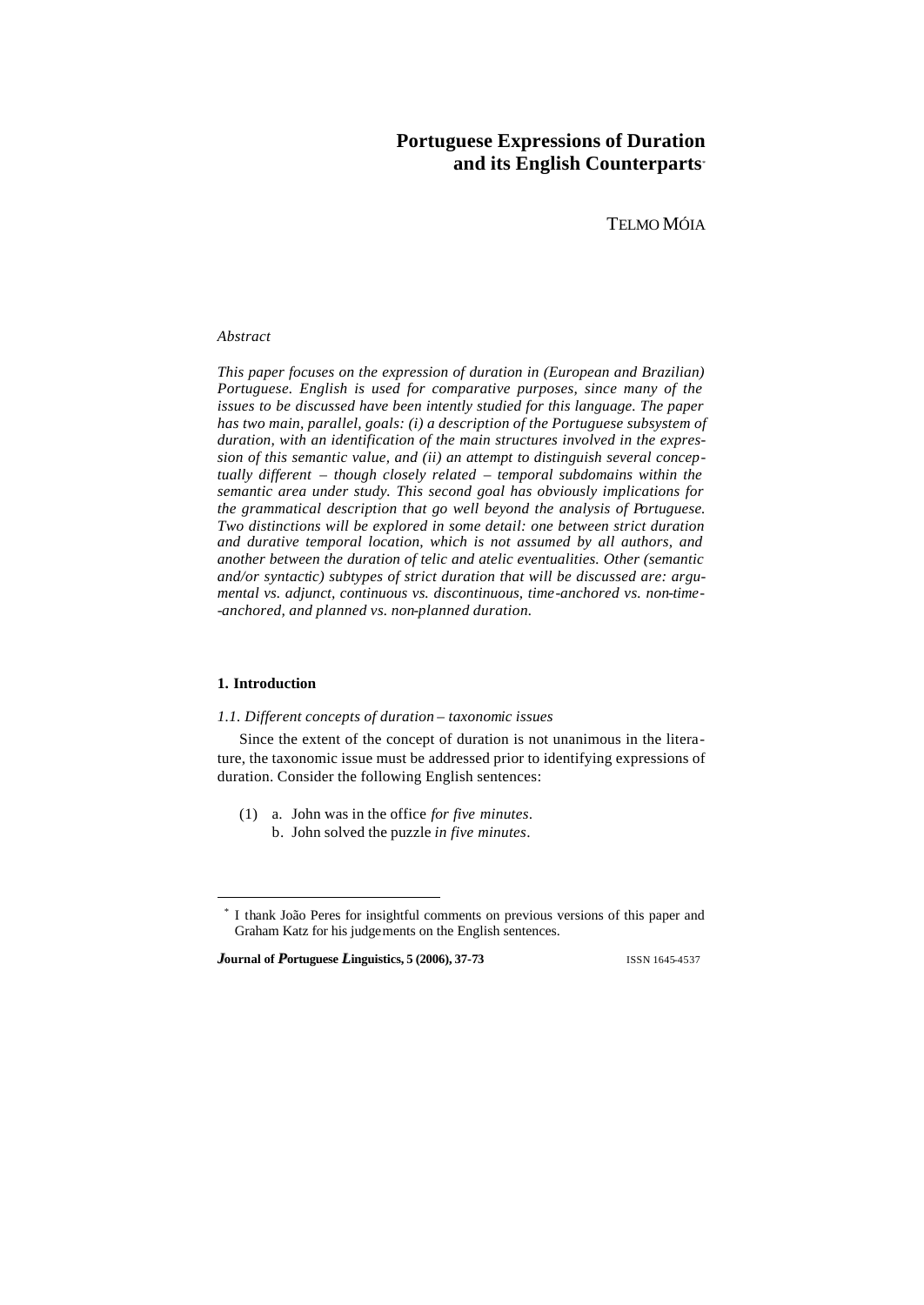# Portuguese Expressions of Duration and its English Counterparts*

TELMO MÓIA

*Abstract*

*This paper focuses on the expression of duration in (European and Brazilian) Portuguese. English is used for comparative purposes, since many of the issues to be discussed have been intently studied for this language. The paper has two main, parallel, goals: (i) a description of the Portuguese subsystem of duration, with an identification of the main structures involved in the expression of this semantic value, and (ii) an attempt to distinguish several conceptually different – though closely related – temporal subdomains within the semantic area under study. This second goal has obviously implications for the grammatical description that go well beyond the analysis of Portuguese. Two distinctions will be explored in some detail: one between strict duration and durative temporal location, which is not assumed by all authors, and another between the duration of telic and atelic eventualities. Other (semantic and/or syntactic) subtypes of strict duration that will be discussed are: argumental vs. adjunct, continuous vs. discontinuous, time-anchored vs. non-time--anchored, and planned vs. non-planned duration.*

## 1. Introduction

### *1.1. Different concepts of duration – taxonomic issues*

Since the extent of the concept of duration is not unanimous in the literature, the taxonomic issue must be addressed prior to identifying expressions of duration. Consider the following English sentences:

(1) a. John was in the office *for five minutes*.
    b. John solved the puzzle *in five minutes*.

---

\* I thank João Peres for insightful comments on previous versions of this paper and Graham Katz for his judgements on the English sentences.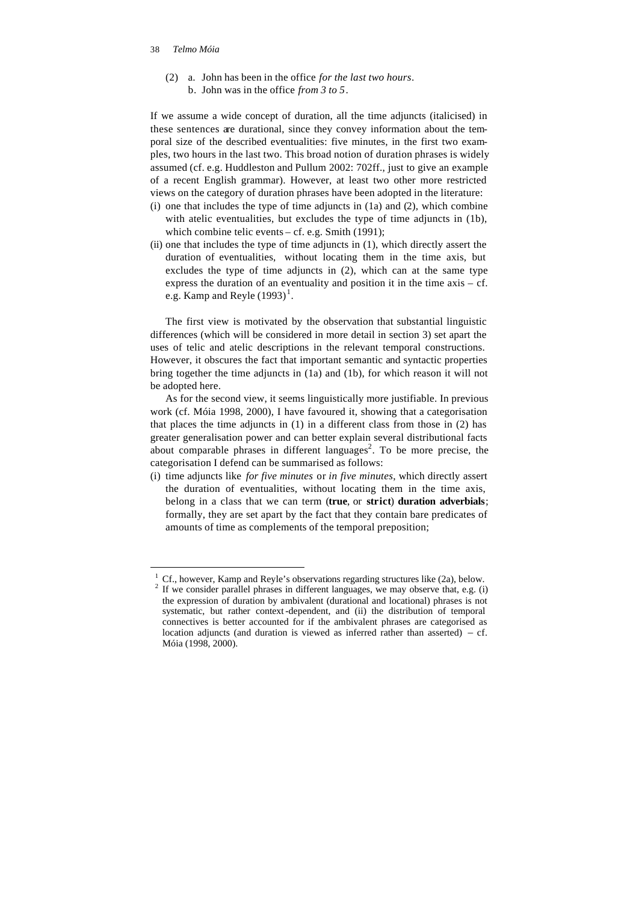(2) a. John has been in the office *for the last two hours*.
    b. John was in the office *from 3 to 5*.

If we assume a wide concept of duration, all the time adjuncts (italicised) in these sentences are durational, since they convey information about the temporal size of the described eventualities: five minutes, in the first two examples, two hours in the last two. This broad notion of duration phrases is widely assumed (cf. e.g. Huddleston and Pullum 2002: 702ff., just to give an example of a recent English grammar). However, at least two other more restricted views on the category of duration phrases have been adopted in the literature:

(i) one that includes the type of time adjuncts in (1a) and (2), which combine with atelic eventualities, but excludes the type of time adjuncts in (1b), which combine telic events – cf. e.g. Smith (1991);
(ii) one that includes the type of time adjuncts in (1), which directly assert the duration of eventualities, without locating them in the time axis, but excludes the type of time adjuncts in (2), which can at the same type express the duration of an eventuality and position it in the time axis – cf. e.g. Kamp and Reyle (1993)[1].

The first view is motivated by the observation that substantial linguistic differences (which will be considered in more detail in section 3) set apart the uses of telic and atelic descriptions in the relevant temporal constructions. However, it obscures the fact that important semantic and syntactic properties bring together the time adjuncts in (1a) and (1b), for which reason it will not be adopted here.

As for the second view, it seems linguistically more justifiable. In previous work (cf. Móia 1998, 2000), I have favoured it, showing that a categorisation that places the time adjuncts in (1) in a different class from those in (2) has greater generalisation power and can better explain several distributional facts about comparable phrases in different languages[2]. To be more precise, the categorisation I defend can be summarised as follows:

(i) time adjuncts like *for five minutes* or *in five minutes*, which directly assert the duration of eventualities, without locating them in the time axis, belong in a class that we can term (**true**, or **strict**) **duration adverbials**; formally, they are set apart by the fact that they contain bare predicates of amounts of time as complements of the temporal preposition;

---

[1] Cf., however, Kamp and Reyle's observations regarding structures like (2a), below.

[2] If we consider parallel phrases in different languages, we may observe that, e.g. (i) the expression of duration by ambivalent (durational and locational) phrases is not systematic, but rather context-dependent, and (ii) the distribution of temporal connectives is better accounted for if the ambivalent phrases are categorised as location adjuncts (and duration is viewed as inferred rather than asserted) – cf. Móia (1998, 2000).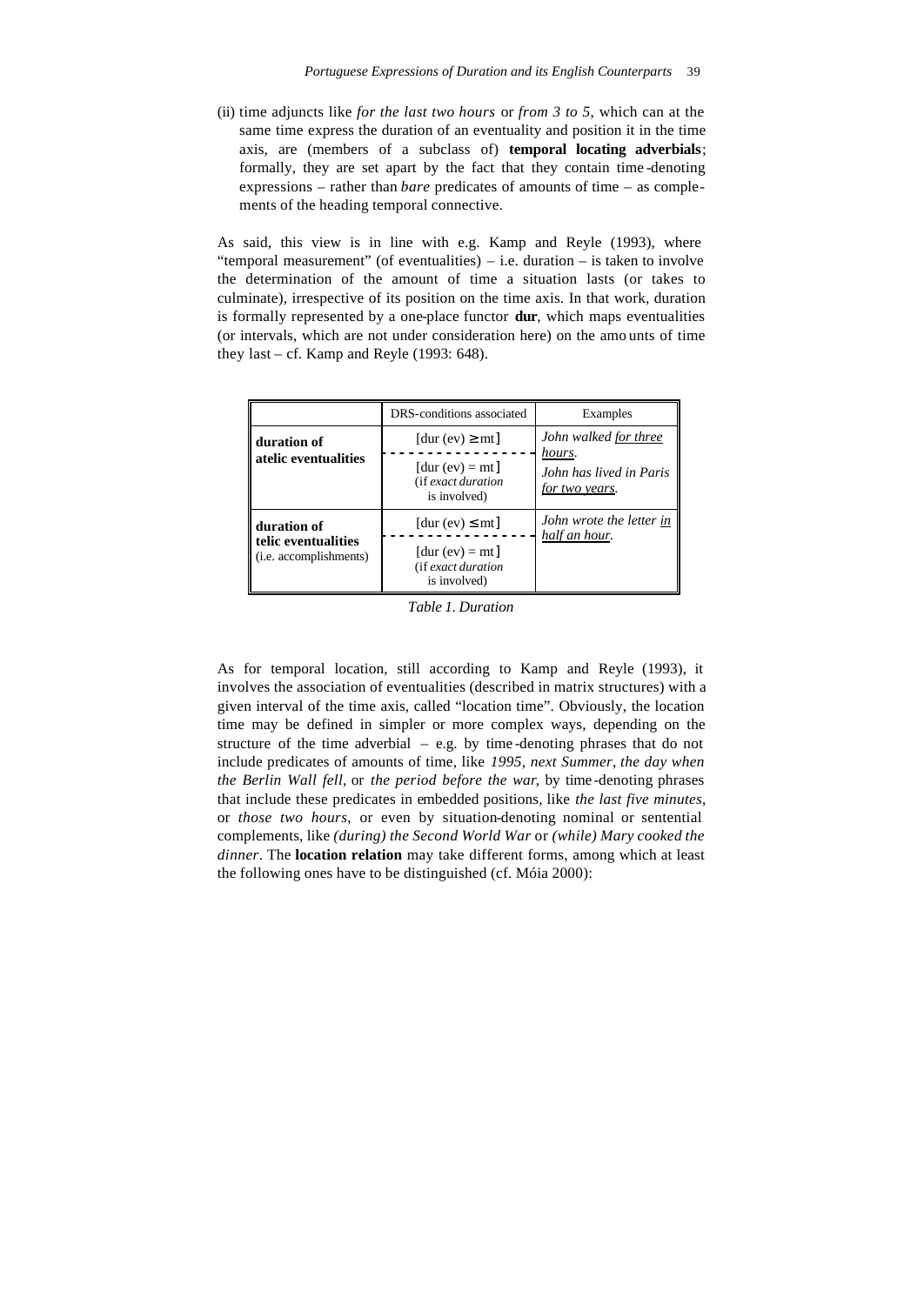(ii) time adjuncts like *for the last two hours* or *from 3 to 5*, which can at the same time express the duration of an eventuality and position it in the time axis, are (members of a subclass of) **temporal locating adverbials**; formally, they are set apart by the fact that they contain time-denoting expressions – rather than *bare* predicates of amounts of time – as complements of the heading temporal connective.

As said, this view is in line with e.g. Kamp and Reyle (1993), where "temporal measurement" (of eventualities) – i.e. duration – is taken to involve the determination of the amount of time a situation lasts (or takes to culminate), irrespective of its position on the time axis. In that work, duration is formally represented by a one-place functor **dur**, which maps eventualities (or intervals, which are not under consideration here) on the amounts of time they last – cf. Kamp and Reyle (1993: 648).

| | DRS-conditions associated | Examples |
|---|---|---|
| **duration of atelic eventualities** | [dur (ev) ≥ mt] | *John walked <u>for three hours</u>.* |
| | [dur (ev) = mt] (if *exact duration* is involved) | *John has lived in Paris <u>for two years</u>.* |
| **duration of telic eventualities** (i.e. accomplishments) | [dur (ev) ≤ mt] | *John wrote the letter <u>in half an hour</u>.* |
| | [dur (ev) = mt] (if *exact duration* is involved) | |

*Table 1. Duration*

As for temporal location, still according to Kamp and Reyle (1993), it involves the association of eventualities (described in matrix structures) with a given interval of the time axis, called "location time". Obviously, the location time may be defined in simpler or more complex ways, depending on the structure of the time adverbial – e.g. by time-denoting phrases that do not include predicates of amounts of time, like *1995*, *next Summer*, *the day when the Berlin Wall fell*, or *the period before the war*, by time-denoting phrases that include these predicates in embedded positions, like *the last five minutes*, or *those two hours*, or even by situation-denoting nominal or sentential complements, like *(during) the Second World War* or *(while) Mary cooked the dinner*. The **location relation** may take different forms, among which at least the following ones have to be distinguished (cf. Móia 2000):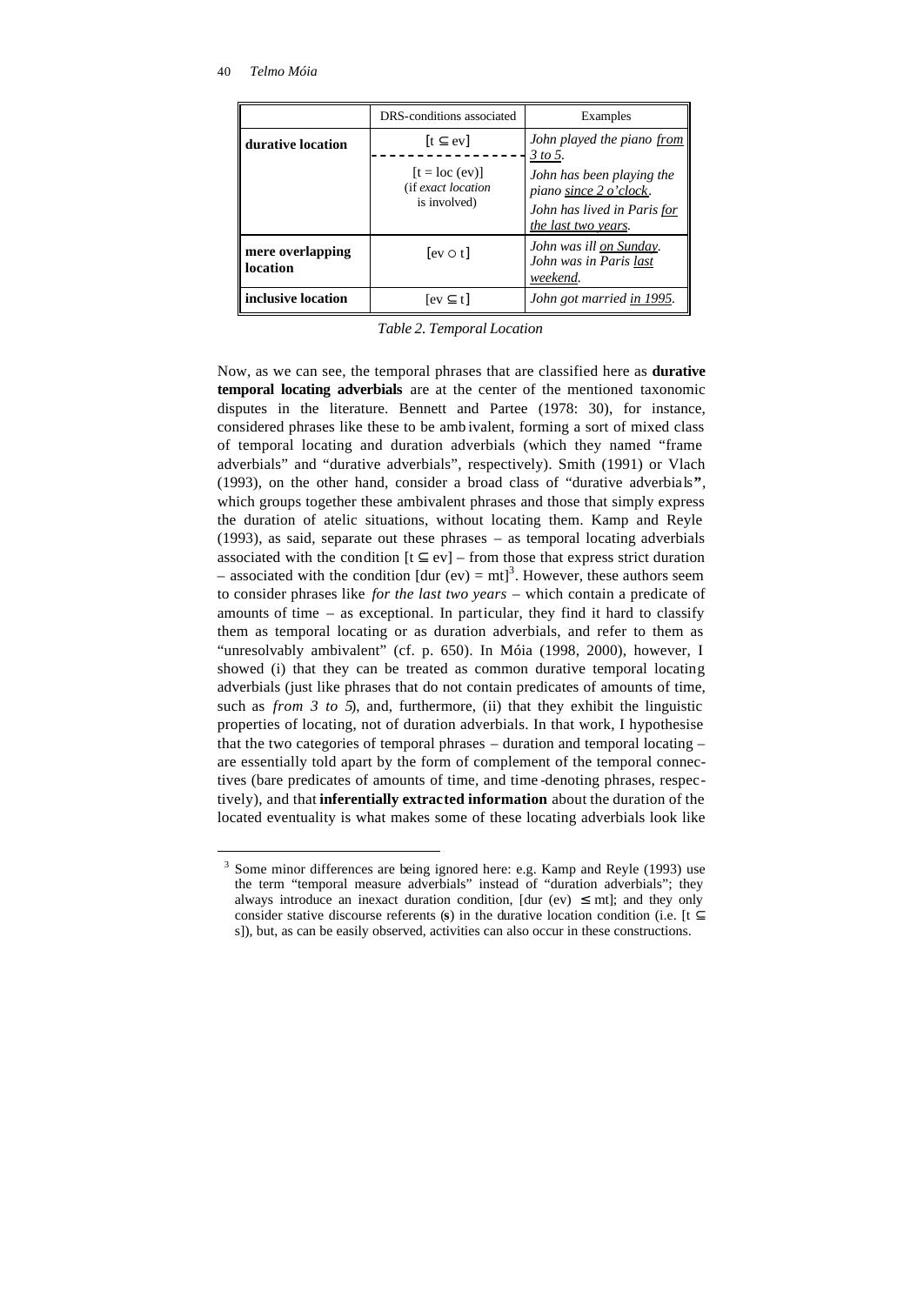| | DRS-conditions associated | Examples |
|---|---|---|
| **durative location** | $[t \subseteq ev]$ | *John played the piano <u>from 3 to 5</u>.* |
| | $[t = loc(ev)]$ (if *exact location* is involved) | *John has been playing the piano <u>since 2 o'clock</u>.* *John has lived in Paris <u>for the last two years</u>.* |
| **mere overlapping location** | $[ev \circ t]$ | *John was ill <u>on Sunday</u>. John was in Paris <u>last weekend</u>.* |
| **inclusive location** | $[ev \subseteq t]$ | *John got married <u>in 1995</u>.* |

*Table 2. Temporal Location*

Now, as we can see, the temporal phrases that are classified here as **durative temporal locating adverbials** are at the center of the mentioned taxonomic disputes in the literature. Bennett and Partee (1978: 30), for instance, considered phrases like these to be ambivalent, forming a sort of mixed class of temporal locating and duration adverbials (which they named "frame adverbials" and "durative adverbials", respectively). Smith (1991) or Vlach (1993), on the other hand, consider a broad class of "durative adverbials", which groups together these ambivalent phrases and those that simply express the duration of atelic situations, without locating them. Kamp and Reyle (1993), as said, separate out these phrases – as temporal locating adverbials associated with the condition $[t \subseteq ev]$ – from those that express strict duration – associated with the condition $[dur(ev) = mt]$[3]. However, these authors seem to consider phrases like *for the last two years* – which contain a predicate of amounts of time – as exceptional. In particular, they find it hard to classify them as temporal locating or as duration adverbials, and refer to them as "unresolvably ambivalent" (cf. p. 650). In Móia (1998, 2000), however, I showed (i) that they can be treated as common durative temporal locating adverbials (just like phrases that do not contain predicates of amounts of time, such as *from 3 to 5*), and, furthermore, (ii) that they exhibit the linguistic properties of locating, not of duration adverbials. In that work, I hypothesise that the two categories of temporal phrases – duration and temporal locating – are essentially told apart by the form of complement of the temporal connectives (bare predicates of amounts of time, and time-denoting phrases, respectively), and that **inferentially extracted information** about the duration of the located eventuality is what makes some of these locating adverbials look like

[3] Some minor differences are being ignored here: e.g. Kamp and Reyle (1993) use the term "temporal measure adverbials" instead of "duration adverbials"; they always introduce an inexact duration condition, $[dur(ev) \leq mt]$; and they only consider stative discourse referents (**s**) in the durative location condition (i.e. $[t \subseteq s]$), but, as can be easily observed, activities can also occur in these constructions.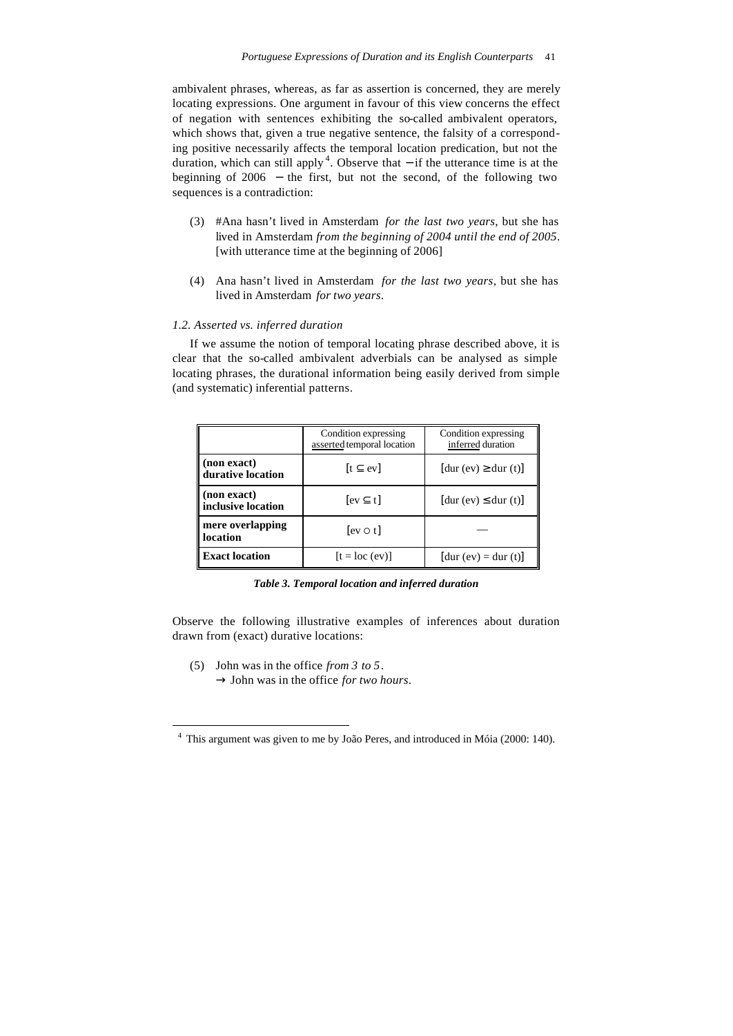ambivalent phrases, whereas, as far as assertion is concerned, they are merely locating expressions. One argument in favour of this view concerns the effect of negation with sentences exhibiting the so-called ambivalent operators, which shows that, given a true negative sentence, the falsity of a corresponding positive necessarily affects the temporal location predication, but not the duration, which can still apply[4]. Observe that − if the utterance time is at the beginning of 2006 − the first, but not the second, of the following two sequences is a contradiction:

(3) #Ana hasn't lived in Amsterdam *for the last two years*, but she has lived in Amsterdam *from the beginning of 2004 until the end of 2005*. [with utterance time at the beginning of 2006]

(4) Ana hasn't lived in Amsterdam *for the last two years*, but she has lived in Amsterdam *for two years*.

### *1.2. Asserted vs. inferred duration*

If we assume the notion of temporal locating phrase described above, it is clear that the so-called ambivalent adverbials can be analysed as simple locating phrases, the durational information being easily derived from simple (and systematic) inferential patterns.

| | Condition expressing asserted temporal location | Condition expressing inferred duration |
|---|---|---|
| **(non exact) durative location** | $[t \subseteq ev]$ | $[dur(ev) \geq dur(t)]$ |
| **(non exact) inclusive location** | $[ev \subseteq t]$ | $[dur(ev) \leq dur(t)]$ |
| **mere overlapping location** | $[ev \circ t]$ | — |
| **Exact location** | $[t = loc(ev)]$ | $[dur(ev) = dur(t)]$ |

***Table 3. Temporal location and inferred duration***

Observe the following illustrative examples of inferences about duration drawn from (exact) durative locations:

(5) John was in the office *from 3 to 5*.
→ John was in the office *for two hours*.

[4] This argument was given to me by João Peres, and introduced in Móia (2000: 140).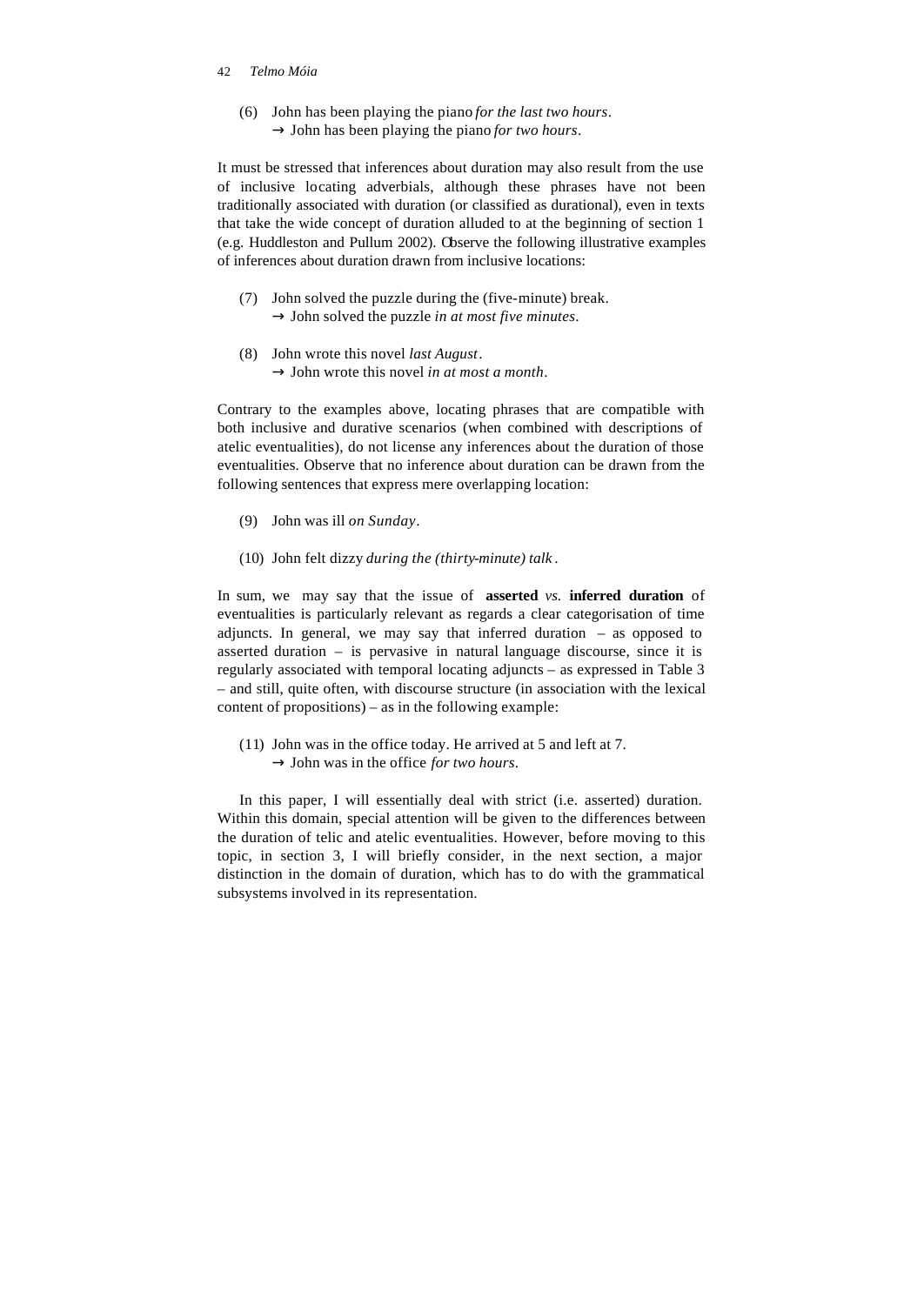(6) John has been playing the piano *for the last two hours*.
→ John has been playing the piano *for two hours*.

It must be stressed that inferences about duration may also result from the use of inclusive locating adverbials, although these phrases have not been traditionally associated with duration (or classified as durational), even in texts that take the wide concept of duration alluded to at the beginning of section 1 (e.g. Huddleston and Pullum 2002). Observe the following illustrative examples of inferences about duration drawn from inclusive locations:

(7) John solved the puzzle during the (five-minute) break.
→ John solved the puzzle *in at most five minutes*.

(8) John wrote this novel *last August*.
→ John wrote this novel *in at most a month*.

Contrary to the examples above, locating phrases that are compatible with both inclusive and durative scenarios (when combined with descriptions of atelic eventualities), do not license any inferences about the duration of those eventualities. Observe that no inference about duration can be drawn from the following sentences that express mere overlapping location:

(9) John was ill *on Sunday*.

(10) John felt dizzy *during the (thirty-minute) talk*.

In sum, we may say that the issue of **asserted** *vs.* **inferred duration** of eventualities is particularly relevant as regards a clear categorisation of time adjuncts. In general, we may say that inferred duration – as opposed to asserted duration – is pervasive in natural language discourse, since it is regularly associated with temporal locating adjuncts – as expressed in Table 3 – and still, quite often, with discourse structure (in association with the lexical content of propositions) – as in the following example:

(11) John was in the office today. He arrived at 5 and left at 7.
→ John was in the office *for two hours*.

In this paper, I will essentially deal with strict (i.e. asserted) duration. Within this domain, special attention will be given to the differences between the duration of telic and atelic eventualities. However, before moving to this topic, in section 3, I will briefly consider, in the next section, a major distinction in the domain of duration, which has to do with the grammatical subsystems involved in its representation.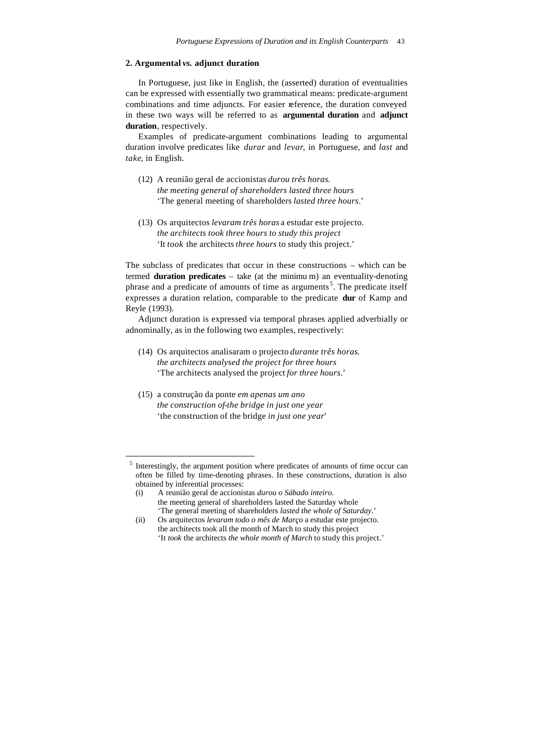## 2. Argumental *vs.* adjunct duration

In Portuguese, just like in English, the (asserted) duration of eventualities can be expressed with essentially two grammatical means: predicate-argument combinations and time adjuncts. For easier reference, the duration conveyed in these two ways will be referred to as **argumental duration** and **adjunct duration**, respectively.

Examples of predicate-argument combinations leading to argumental duration involve predicates like *durar* and *levar*, in Portuguese, and *last* and *take*, in English.

(12) A reunião geral de accionistas *durou três horas*.
*the meeting general of shareholders lasted three hours*
'The general meeting of shareholders *lasted three hours*.'

(13) Os arquitectos *levaram três horas* a estudar este projecto.
*the architects took three hours to study this project*
'It *took* the architects *three hours* to study this project.'

The subclass of predicates that occur in these constructions – which can be termed **duration predicates** – take (at the minimum) an eventuality-denoting phrase and a predicate of amounts of time as arguments[5]. The predicate itself expresses a duration relation, comparable to the predicate **dur** of Kamp and Reyle (1993).

Adjunct duration is expressed via temporal phrases applied adverbially or adnominally, as in the following two examples, respectively:

(14) Os arquitectos analisaram o projecto *durante três horas*.
*the architects analysed the project for three hours*
'The architects analysed the project *for three hours*.'

(15) a construção da ponte *em apenas um ano*
*the construction of-the bridge in just one year*
'the construction of the bridge *in just one year*'

---

[5] Interestingly, the argument position where predicates of amounts of time occur can often be filled by time-denoting phrases. In these constructions, duration is also obtained by inferential processes:

(i) A reunião geral de accionistas *durou o Sábado inteiro*.
the meeting general of shareholders lasted the Saturday whole
'The general meeting of shareholders *lasted the whole of Saturday*.'

(ii) Os arquitectos *levaram todo o mês de Março* a estudar este projecto.
the architects took all the month of March to study this project
'It *took* the architects *the whole month of March* to study this project.'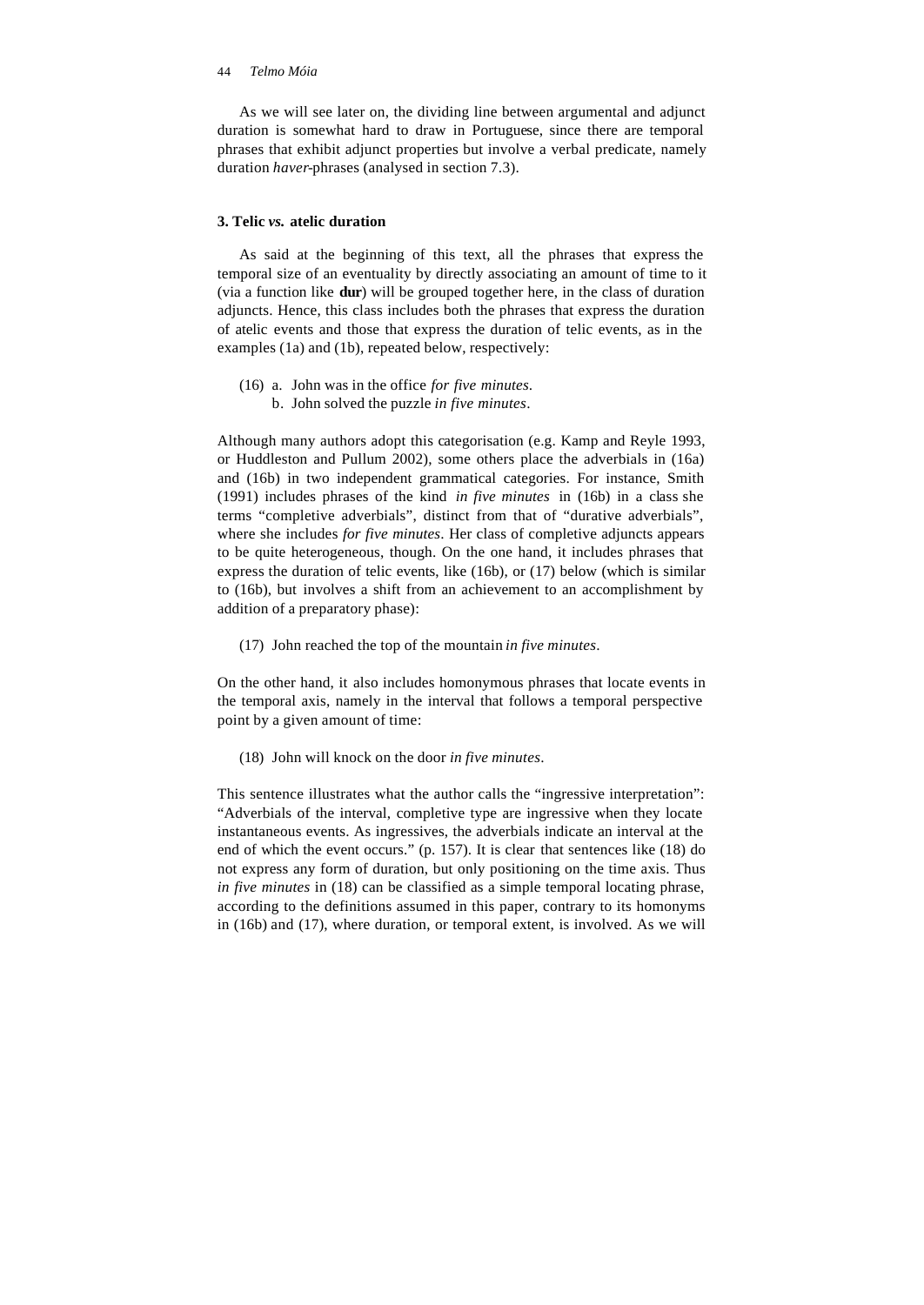As we will see later on, the dividing line between argumental and adjunct duration is somewhat hard to draw in Portuguese, since there are temporal phrases that exhibit adjunct properties but involve a verbal predicate, namely duration *haver*-phrases (analysed in section 7.3).

### 3. Telic *vs.* atelic duration

As said at the beginning of this text, all the phrases that express the temporal size of an eventuality by directly associating an amount of time to it (via a function like **dur**) will be grouped together here, in the class of duration adjuncts. Hence, this class includes both the phrases that express the duration of atelic events and those that express the duration of telic events, as in the examples (1a) and (1b), repeated below, respectively:

(16) a. John was in the office *for five minutes*.
b. John solved the puzzle *in five minutes*.

Although many authors adopt this categorisation (e.g. Kamp and Reyle 1993, or Huddleston and Pullum 2002), some others place the adverbials in (16a) and (16b) in two independent grammatical categories. For instance, Smith (1991) includes phrases of the kind *in five minutes* in (16b) in a class she terms "completive adverbials", distinct from that of "durative adverbials", where she includes *for five minutes*. Her class of completive adjuncts appears to be quite heterogeneous, though. On the one hand, it includes phrases that express the duration of telic events, like (16b), or (17) below (which is similar to (16b), but involves a shift from an achievement to an accomplishment by addition of a preparatory phase):

(17) John reached the top of the mountain *in five minutes*.

On the other hand, it also includes homonymous phrases that locate events in the temporal axis, namely in the interval that follows a temporal perspective point by a given amount of time:

(18) John will knock on the door *in five minutes*.

This sentence illustrates what the author calls the "ingressive interpretation": "Adverbials of the interval, completive type are ingressive when they locate instantaneous events. As ingressives, the adverbials indicate an interval at the end of which the event occurs." (p. 157). It is clear that sentences like (18) do not express any form of duration, but only positioning on the time axis. Thus *in five minutes* in (18) can be classified as a simple temporal locating phrase, according to the definitions assumed in this paper, contrary to its homonyms in (16b) and (17), where duration, or temporal extent, is involved. As we will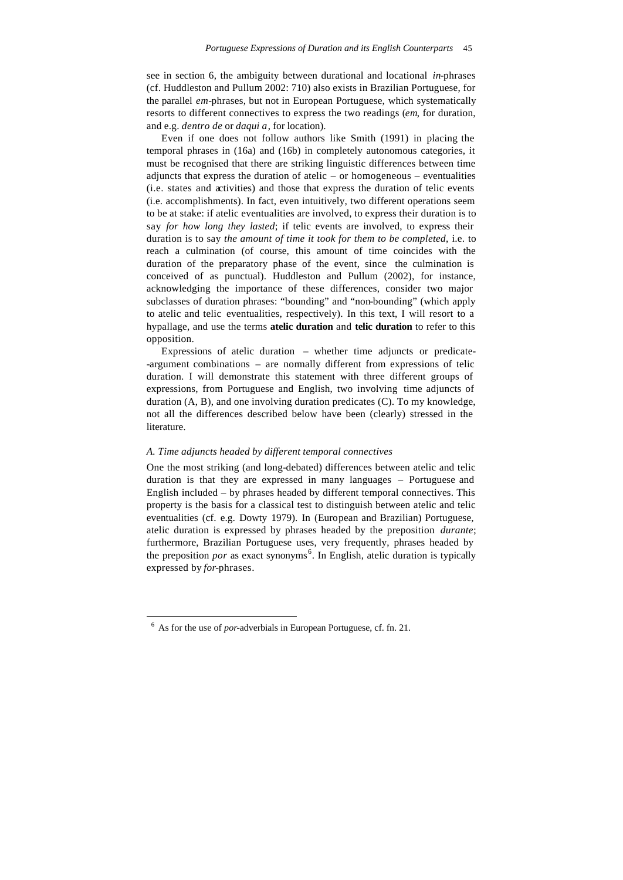see in section 6, the ambiguity between durational and locational *in*-phrases (cf. Huddleston and Pullum 2002: 710) also exists in Brazilian Portuguese, for the parallel *em*-phrases, but not in European Portuguese, which systematically resorts to different connectives to express the two readings (*em*, for duration, and e.g. *dentro de* or *daqui a*, for location).

Even if one does not follow authors like Smith (1991) in placing the temporal phrases in (16a) and (16b) in completely autonomous categories, it must be recognised that there are striking linguistic differences between time adjuncts that express the duration of atelic – or homogeneous – eventualities (i.e. states and activities) and those that express the duration of telic events (i.e. accomplishments). In fact, even intuitively, two different operations seem to be at stake: if atelic eventualities are involved, to express their duration is to say *for how long they lasted*; if telic events are involved, to express their duration is to say *the amount of time it took for them to be completed*, i.e. to reach a culmination (of course, this amount of time coincides with the duration of the preparatory phase of the event, since the culmination is conceived of as punctual). Huddleston and Pullum (2002), for instance, acknowledging the importance of these differences, consider two major subclasses of duration phrases: "bounding" and "non-bounding" (which apply to atelic and telic eventualities, respectively). In this text, I will resort to a hypallage, and use the terms **atelic duration** and **telic duration** to refer to this opposition.

Expressions of atelic duration – whether time adjuncts or predicate--argument combinations – are normally different from expressions of telic duration. I will demonstrate this statement with three different groups of expressions, from Portuguese and English, two involving time adjuncts of duration (A, B), and one involving duration predicates (C). To my knowledge, not all the differences described below have been (clearly) stressed in the literature.

*A. Time adjuncts headed by different temporal connectives*

One the most striking (and long-debated) differences between atelic and telic duration is that they are expressed in many languages – Portuguese and English included – by phrases headed by different temporal connectives. This property is the basis for a classical test to distinguish between atelic and telic eventualities (cf. e.g. Dowty 1979). In (European and Brazilian) Portuguese, atelic duration is expressed by phrases headed by the preposition *durante*; furthermore, Brazilian Portuguese uses, very frequently, phrases headed by the preposition *por* as exact synonyms[6]. In English, atelic duration is typically expressed by *for*-phrases.

[6] As for the use of *por*-adverbials in European Portuguese, cf. fn. 21.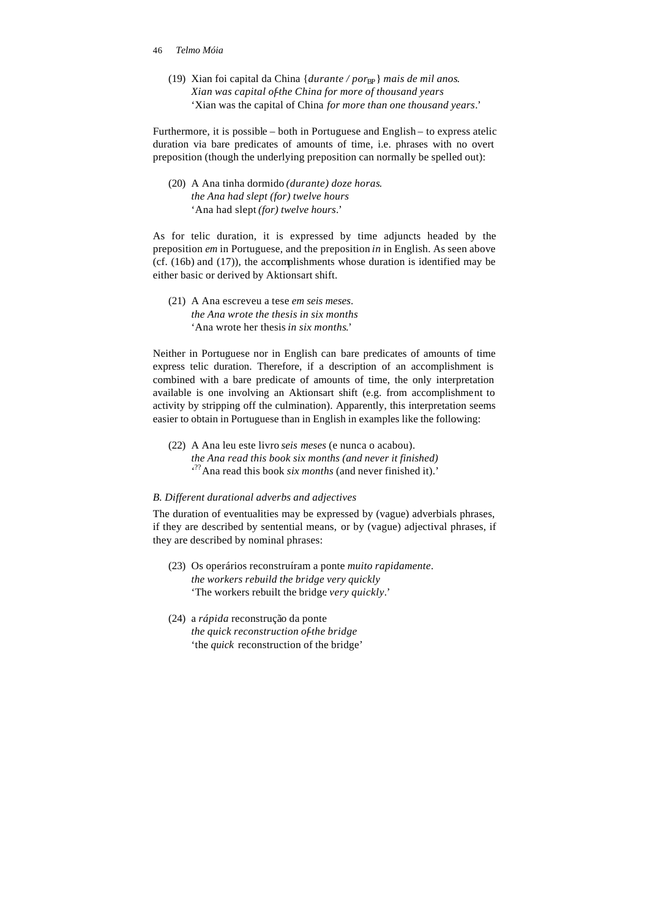(19) Xian foi capital da China {*durante / por*$_{BP}$} *mais de mil anos*.
*Xian was capital of-the China for more of thousand years*
'Xian was the capital of China *for more than one thousand years*.'

Furthermore, it is possible – both in Portuguese and English – to express atelic duration via bare predicates of amounts of time, i.e. phrases with no overt preposition (though the underlying preposition can normally be spelled out):

(20) A Ana tinha dormido *(durante) doze horas*.
*the Ana had slept (for) twelve hours*
'Ana had slept *(for) twelve hours*.'

As for telic duration, it is expressed by time adjuncts headed by the preposition *em* in Portuguese, and the preposition *in* in English. As seen above (cf. (16b) and (17)), the accomplishments whose duration is identified may be either basic or derived by Aktionsart shift.

(21) A Ana escreveu a tese *em seis meses*.
*the Ana wrote the thesis in six months*
'Ana wrote her thesis *in six months*.'

Neither in Portuguese nor in English can bare predicates of amounts of time express telic duration. Therefore, if a description of an accomplishment is combined with a bare predicate of amounts of time, the only interpretation available is one involving an Aktionsart shift (e.g. from accomplishment to activity by stripping off the culmination). Apparently, this interpretation seems easier to obtain in Portuguese than in English in examples like the following:

(22) A Ana leu este livro *seis meses* (e nunca o acabou).
*the Ana read this book six months (and never it finished)*
'??Ana read this book *six months* (and never finished it).'

*B. Different durational adverbs and adjectives*

The duration of eventualities may be expressed by (vague) adverbials phrases, if they are described by sentential means, or by (vague) adjectival phrases, if they are described by nominal phrases:

(23) Os operários reconstruíram a ponte *muito rapidamente*.
*the workers rebuild the bridge very quickly*
'The workers rebuilt the bridge *very quickly*.'

(24) a *rápida* reconstrução da ponte
*the quick reconstruction of-the bridge*
'the *quick* reconstruction of the bridge'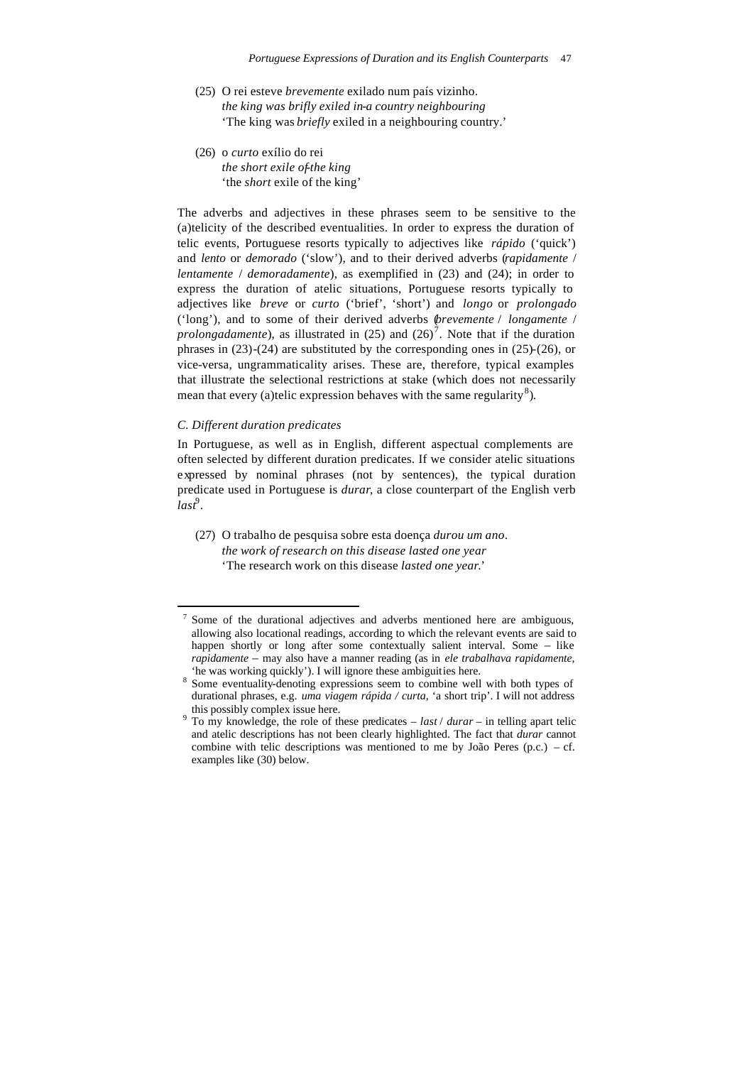(25) O rei esteve *brevemente* exilado num país vizinho.
*the king was brifly exiled in-a country neighbouring*
'The king was *briefly* exiled in a neighbouring country.'

(26) o *curto* exílio do rei
*the short exile of-the king*
'the *short* exile of the king'

The adverbs and adjectives in these phrases seem to be sensitive to the (a)telicity of the described eventualities. In order to express the duration of telic events, Portuguese resorts typically to adjectives like *rápido* ('quick') and *lento* or *demorado* ('slow'), and to their derived adverbs (*rapidamente* / *lentamente* / *demoradamente*), as exemplified in (23) and (24); in order to express the duration of atelic situations, Portuguese resorts typically to adjectives like *breve* or *curto* ('brief', 'short') and *longo* or *prolongado* ('long'), and to some of their derived adverbs (*brevemente* / *longamente* / *prolongadamente*), as illustrated in (25) and (26)[7]. Note that if the duration phrases in (23)-(24) are substituted by the corresponding ones in (25)-(26), or vice-versa, ungrammaticality arises. These are, therefore, typical examples that illustrate the selectional restrictions at stake (which does not necessarily mean that every (a)telic expression behaves with the same regularity[8]).

*C. Different duration predicates*

In Portuguese, as well as in English, different aspectual complements are often selected by different duration predicates. If we consider atelic situations expressed by nominal phrases (not by sentences), the typical duration predicate used in Portuguese is *durar*, a close counterpart of the English verb *last*[9].

(27) O trabalho de pesquisa sobre esta doença *durou um ano*.
*the work of research on this disease lasted one year*
'The research work on this disease *lasted one year*.'

---

[7] Some of the durational adjectives and adverbs mentioned here are ambiguous, allowing also locational readings, according to which the relevant events are said to happen shortly or long after some contextually salient interval. Some – like *rapidamente* – may also have a manner reading (as in *ele trabalhava rapidamente*, 'he was working quickly'). I will ignore these ambiguities here.

[8] Some eventuality-denoting expressions seem to combine well with both types of durational phrases, e.g. *uma viagem rápida / curta*, 'a short trip'. I will not address this possibly complex issue here.

[9] To my knowledge, the role of these predicates – *last* / *durar* – in telling apart telic and atelic descriptions has not been clearly highlighted. The fact that *durar* cannot combine with telic descriptions was mentioned to me by João Peres (p.c.) – cf. examples like (30) below.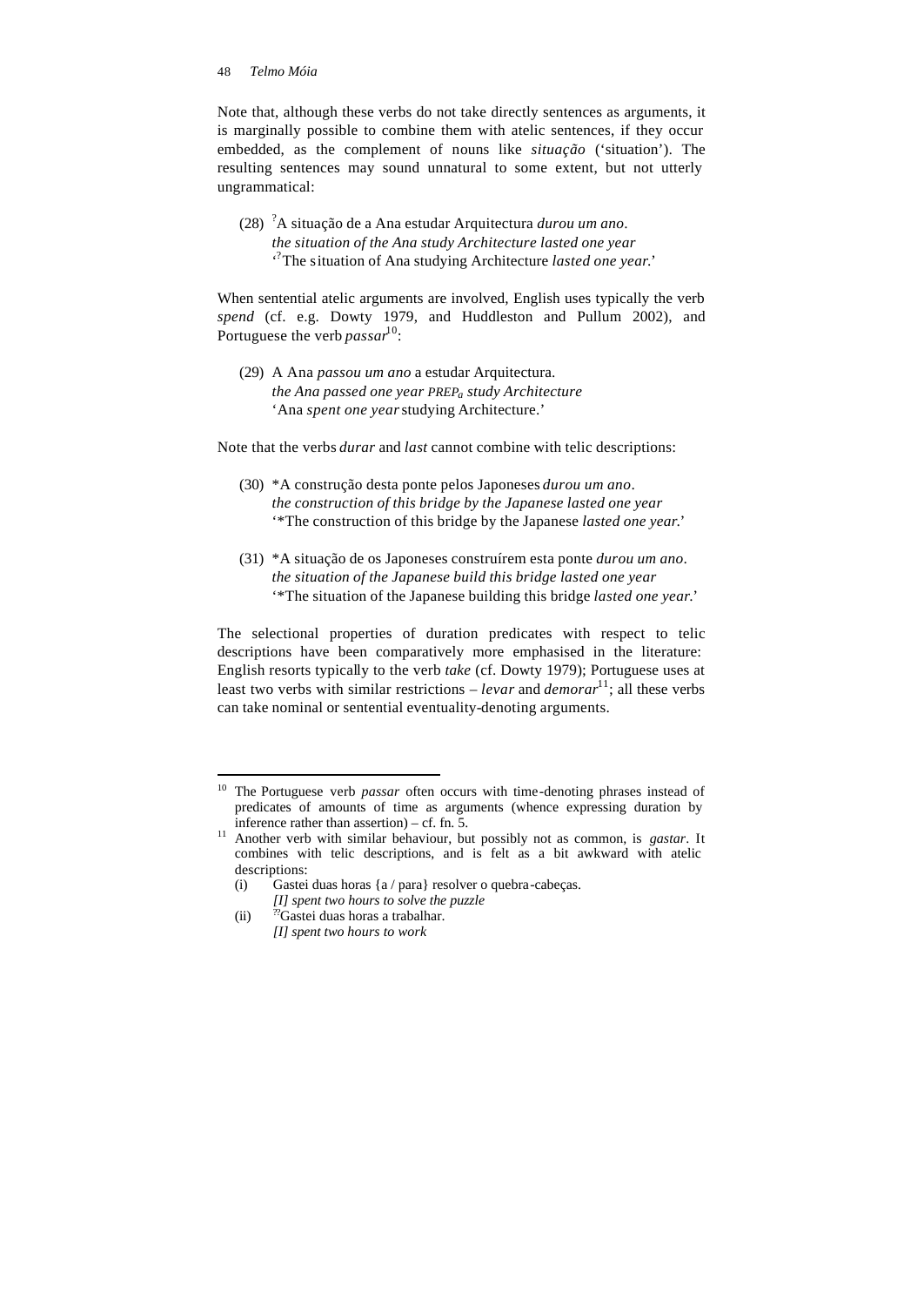Note that, although these verbs do not take directly sentences as arguments, it is marginally possible to combine them with atelic sentences, if they occur embedded, as the complement of nouns like *situação* ('situation'). The resulting sentences may sound unnatural to some extent, but not utterly ungrammatical:

(28) ?A situação de a Ana estudar Arquitectura *durou um ano*.
*the situation of the Ana study Architecture lasted one year*
'?The situation of Ana studying Architecture *lasted one year.*'

When sentential atelic arguments are involved, English uses typically the verb *spend* (cf. e.g. Dowty 1979, and Huddleston and Pullum 2002), and Portuguese the verb *passar*[10]:

(29) A Ana *passou um ano* a estudar Arquitectura.
*the Ana passed one year* $PREP_a$ *study Architecture*
'Ana *spent one year* studying Architecture.'

Note that the verbs *durar* and *last* cannot combine with telic descriptions:

(30) *A construção desta ponte pelos Japoneses *durou um ano*.
*the construction of this bridge by the Japanese lasted one year*
'*The construction of this bridge by the Japanese *lasted one year.*'

(31) *A situação de os Japoneses construírem esta ponte *durou um ano*.
*the situation of the Japanese build this bridge lasted one year*
'*The situation of the Japanese building this bridge *lasted one year.*'

The selectional properties of duration predicates with respect to telic descriptions have been comparatively more emphasised in the literature: English resorts typically to the verb *take* (cf. Dowty 1979); Portuguese uses at least two verbs with similar restrictions – *levar* and *demorar*[11]; all these verbs can take nominal or sentential eventuality-denoting arguments.

---

[10] The Portuguese verb *passar* often occurs with time-denoting phrases instead of predicates of amounts of time as arguments (whence expressing duration by inference rather than assertion) – cf. fn. 5.

[11] Another verb with similar behaviour, but possibly not as common, is *gastar*. It combines with telic descriptions, and is felt as a bit awkward with atelic descriptions:
(i) Gastei duas horas {a / para} resolver o quebra-cabeças.
*[I] spent two hours to solve the puzzle*
(ii) ??Gastei duas horas a trabalhar.
*[I] spent two hours to work*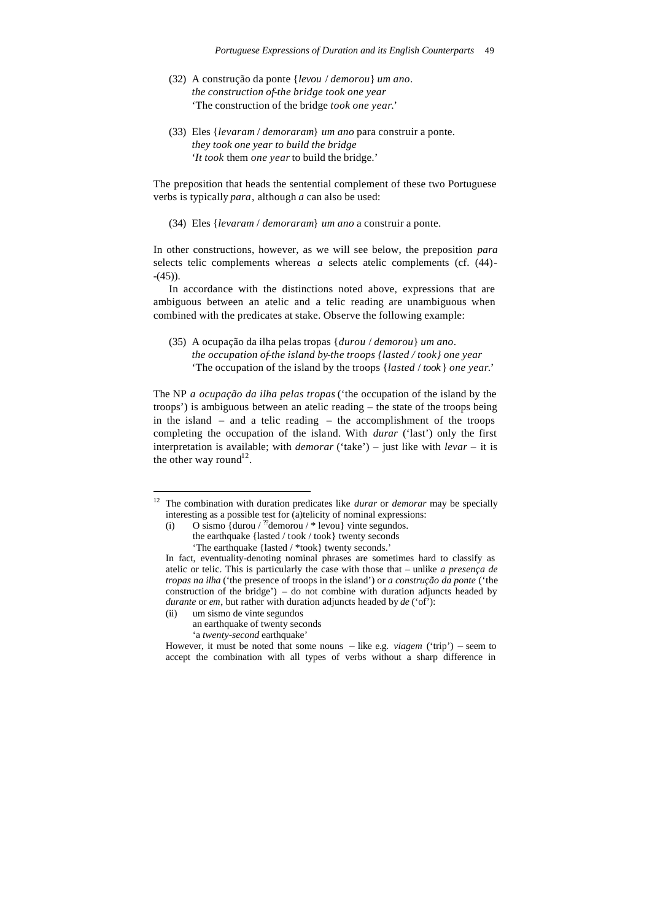(32) A construção da ponte {*levou* / *demorou*} *um ano*.
     *the construction of-the bridge took one year*
     'The construction of the bridge *took one year*.'

(33) Eles {*levaram* / *demoraram*} *um ano* para construir a ponte.
     *they took one year to build the bridge*
     '*It took* them *one year* to build the bridge.'

The preposition that heads the sentential complement of these two Portuguese verbs is typically *para*, although *a* can also be used:

(34) Eles {*levaram* / *demoraram*} *um ano* a construir a ponte.

In other constructions, however, as we will see below, the preposition *para* selects telic complements whereas *a* selects atelic complements (cf. (44)-(45)).

In accordance with the distinctions noted above, expressions that are ambiguous between an atelic and a telic reading are unambiguous when combined with the predicates at stake. Observe the following example:

(35) A ocupação da ilha pelas tropas {*durou* / *demorou*} *um ano*.
     *the occupation of-the island by-the troops {lasted / took} one year*
     'The occupation of the island by the troops {*lasted* / *took*} *one year*.'

The NP *a ocupação da ilha pelas tropas* ('the occupation of the island by the troops') is ambiguous between an atelic reading – the state of the troops being in the island – and a telic reading – the accomplishment of the troops completing the occupation of the island. With *durar* ('last') only the first interpretation is available; with *demorar* ('take') – just like with *levar* – it is the other way round[12].

---

[12] The combination with duration predicates like *durar* or *demorar* may be specially interesting as a possible test for (a)telicity of nominal expressions:

(i) O sismo {durou / ??demorou / * levou} vinte segundos.
    the earthquake {lasted / took / took} twenty seconds
    'The earthquake {lasted / *took} twenty seconds.'

In fact, eventuality-denoting nominal phrases are sometimes hard to classify as atelic or telic. This is particularly the case with those that – unlike *a presença de tropas na ilha* ('the presence of troops in the island') or *a construção da ponte* ('the construction of the bridge') – do not combine with duration adjuncts headed by *durante* or *em*, but rather with duration adjuncts headed by *de* ('of'):

(ii) um sismo de vinte segundos
     an earthquake of twenty seconds
     'a *twenty-second* earthquake'

However, it must be noted that some nouns – like e.g. *viagem* ('trip') – seem to accept the combination with all types of verbs without a sharp difference in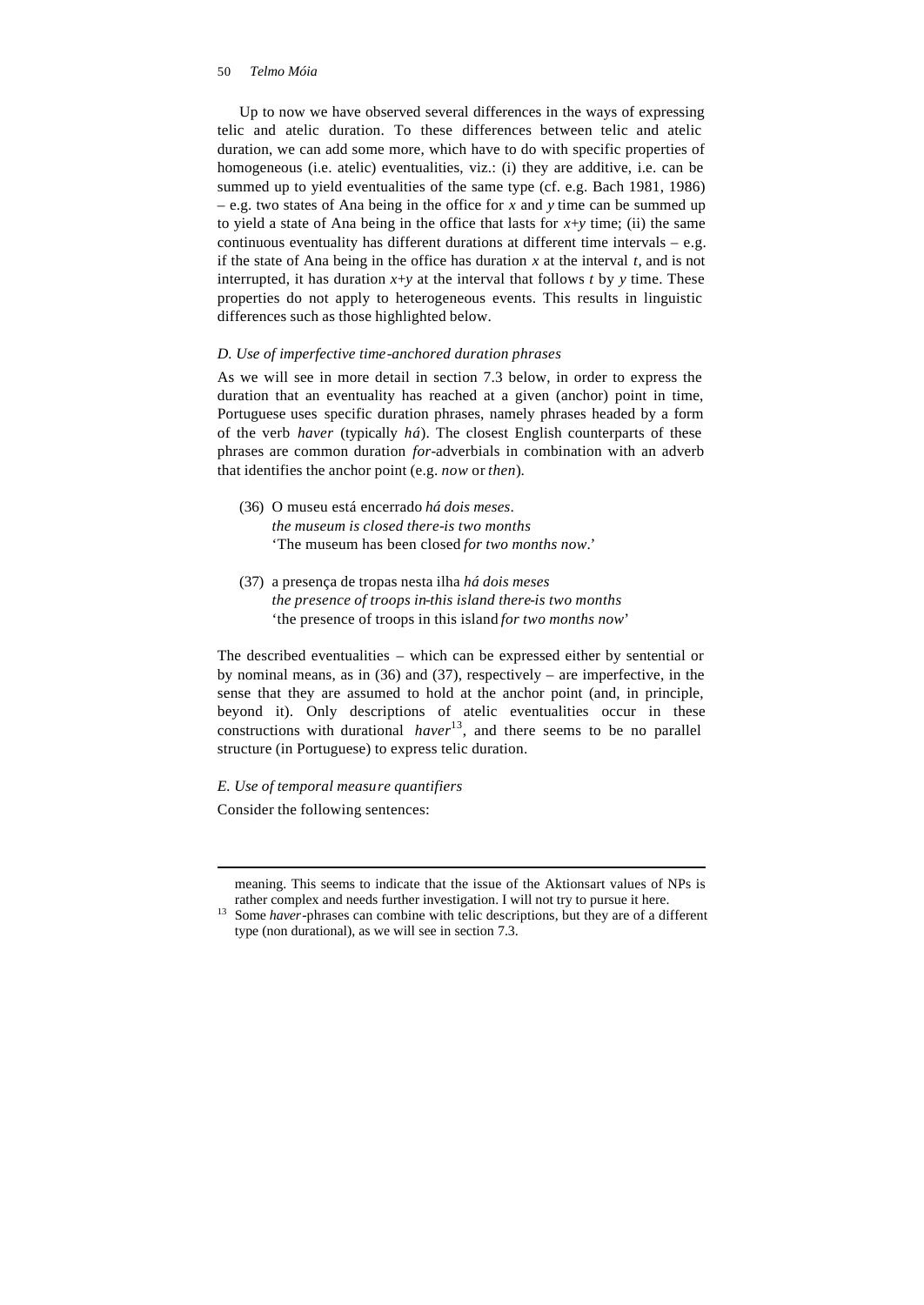Up to now we have observed several differences in the ways of expressing telic and atelic duration. To these differences between telic and atelic duration, we can add some more, which have to do with specific properties of homogeneous (i.e. atelic) eventualities, viz.: (i) they are additive, i.e. can be summed up to yield eventualities of the same type (cf. e.g. Bach 1981, 1986) – e.g. two states of Ana being in the office for *x* and *y* time can be summed up to yield a state of Ana being in the office that lasts for *x*+*y* time; (ii) the same continuous eventuality has different durations at different time intervals – e.g. if the state of Ana being in the office has duration *x* at the interval *t*, and is not interrupted, it has duration *x*+*y* at the interval that follows *t* by *y* time. These properties do not apply to heterogeneous events. This results in linguistic differences such as those highlighted below.

*D. Use of imperfective time-anchored duration phrases*

As we will see in more detail in section 7.3 below, in order to express the duration that an eventuality has reached at a given (anchor) point in time, Portuguese uses specific duration phrases, namely phrases headed by a form of the verb *haver* (typically *há*). The closest English counterparts of these phrases are common duration *for*-adverbials in combination with an adverb that identifies the anchor point (e.g. *now* or *then*).

(36) O museu está encerrado *há dois meses*.
*the museum is closed there-is two months*
'The museum has been closed *for two months now*.'

(37) a presença de tropas nesta ilha *há dois meses*
*the presence of troops in-this island there-is two months*
'the presence of troops in this island *for two months now*'

The described eventualities – which can be expressed either by sentential or by nominal means, as in (36) and (37), respectively – are imperfective, in the sense that they are assumed to hold at the anchor point (and, in principle, beyond it). Only descriptions of atelic eventualities occur in these constructions with durational *haver*[13], and there seems to be no parallel structure (in Portuguese) to express telic duration.

*E. Use of temporal measure quantifiers*

Consider the following sentences:

---

meaning. This seems to indicate that the issue of the Aktionsart values of NPs is rather complex and needs further investigation. I will not try to pursue it here.

[13] Some *haver*-phrases can combine with telic descriptions, but they are of a different type (non durational), as we will see in section 7.3.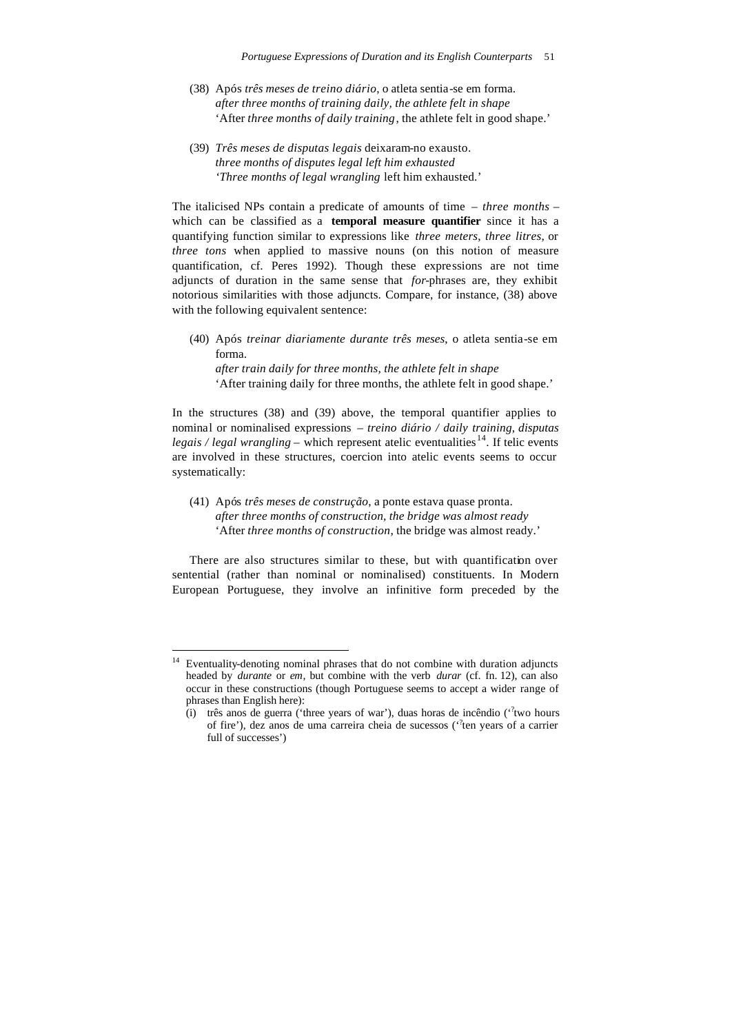(38) Após *três meses de treino diário*, o atleta sentia-se em forma.
*after three months of training daily, the athlete felt in shape*
'After *three months of daily training*, the athlete felt in good shape.'

(39) *Três meses de disputas legais* deixaram-no exausto.
*three months of disputes legal left him exhausted*
*'Three months of legal wrangling* left him exhausted.'

The italicised NPs contain a predicate of amounts of time – *three months* – which can be classified as a **temporal measure quantifier** since it has a quantifying function similar to expressions like *three meters*, *three litres*, or *three tons* when applied to massive nouns (on this notion of measure quantification, cf. Peres 1992). Though these expressions are not time adjuncts of duration in the same sense that *for*-phrases are, they exhibit notorious similarities with those adjuncts. Compare, for instance, (38) above with the following equivalent sentence:

(40) Após *treinar diariamente durante três meses*, o atleta sentia-se em forma.
*after train daily for three months, the athlete felt in shape*
'After training daily for three months, the athlete felt in good shape.'

In the structures (38) and (39) above, the temporal quantifier applies to nominal or nominalised expressions – *treino diário / daily training*, *disputas legais / legal wrangling* – which represent atelic eventualities[14]. If telic events are involved in these structures, coercion into atelic events seems to occur systematically:

(41) Após *três meses de construção*, a ponte estava quase pronta.
*after three months of construction, the bridge was almost ready*
'After *three months of construction*, the bridge was almost ready.'

There are also structures similar to these, but with quantification over sentential (rather than nominal or nominalised) constituents. In Modern European Portuguese, they involve an infinitive form preceded by the

---

[14] Eventuality-denoting nominal phrases that do not combine with duration adjuncts headed by *durante* or *em*, but combine with the verb *durar* (cf. fn. 12), can also occur in these constructions (though Portuguese seems to accept a wider range of phrases than English here):
(i) três anos de guerra ('three years of war'), duas horas de incêndio ('?two hours of fire'), dez anos de uma carreira cheia de sucessos ('?ten years of a carrier full of successes')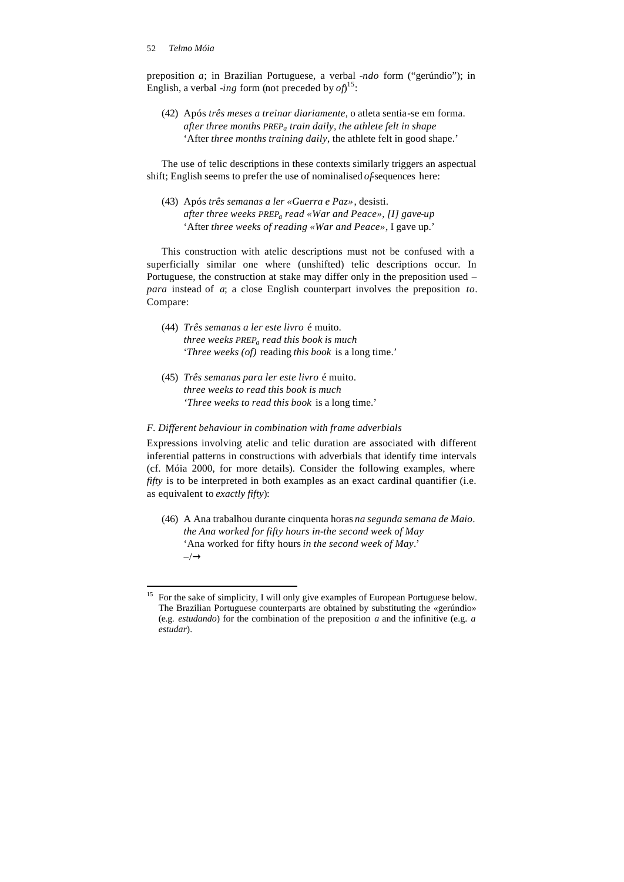preposition *a*; in Brazilian Portuguese, a verbal *-ndo* form ("gerúndio"); in English, a verbal *-ing* form (not preceded by *of*)[15]:

(42) Após *três meses a treinar diariamente*, o atleta sentia-se em forma.
*after three months $PREP_a$ train daily, the athlete felt in shape*
'After *three months training daily*, the athlete felt in good shape.'

The use of telic descriptions in these contexts similarly triggers an aspectual shift; English seems to prefer the use of nominalised *of*-sequences here:

(43) Após *três semanas a ler «Guerra e Paz»*, desisti.
*after three weeks $PREP_a$ read «War and Peace», [I] gave-up*
'After *three weeks of reading «War and Peace»*, I gave up.'

This construction with atelic descriptions must not be confused with a superficially similar one where (unshifted) telic descriptions occur. In Portuguese, the construction at stake may differ only in the preposition used – *para* instead of *a*; a close English counterpart involves the preposition *to*. Compare:

(44) *Três semanas a ler este livro* é muito.
*three weeks $PREP_a$ read this book is much*
'*Three weeks (of)* reading *this book* is a long time.'

(45) *Três semanas para ler este livro* é muito.
*three weeks to read this book is much*
'*Three weeks to read this book* is a long time.'

*F. Different behaviour in combination with frame adverbials*

Expressions involving atelic and telic duration are associated with different inferential patterns in constructions with adverbials that identify time intervals (cf. Móia 2000, for more details). Consider the following examples, where *fifty* is to be interpreted in both examples as an exact cardinal quantifier (i.e. as equivalent to *exactly fifty*):

(46) A Ana trabalhou durante cinquenta horas *na segunda semana de Maio*.
*the Ana worked for fifty hours in-the second week of May*
'Ana worked for fifty hours *in the second week of May*.'
–/→

[15] For the sake of simplicity, I will only give examples of European Portuguese below. The Brazilian Portuguese counterparts are obtained by substituting the «gerúndio» (e.g. *estudando*) for the combination of the preposition *a* and the infinitive (e.g. *a estudar*).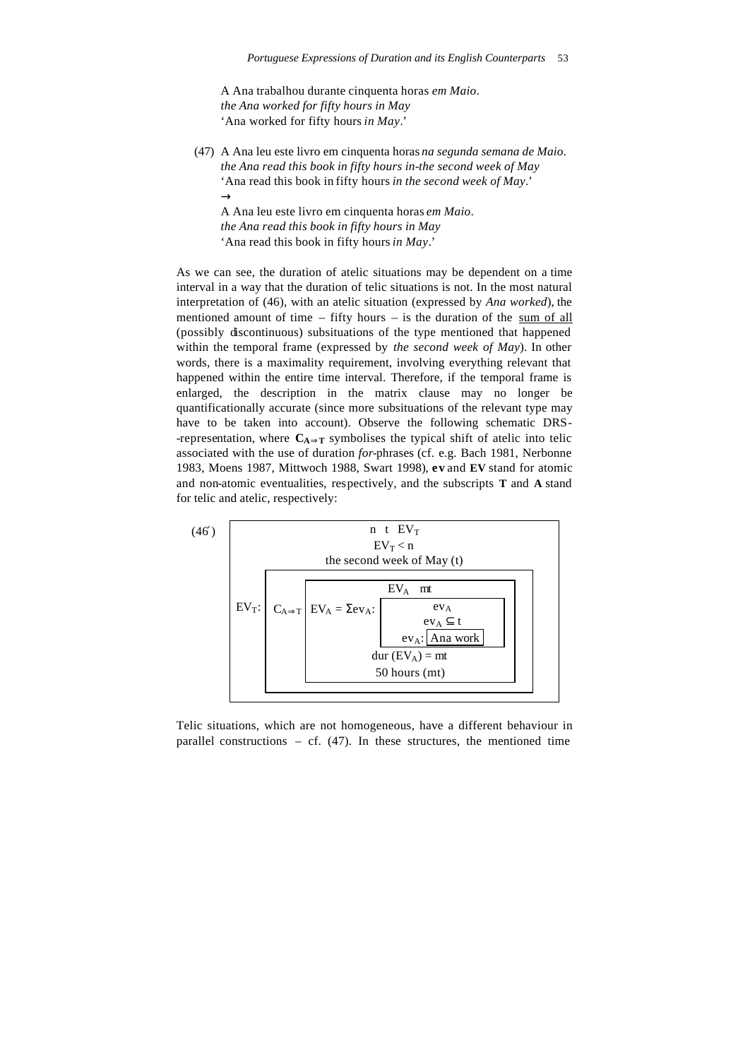A Ana trabalhou durante cinquenta horas *em Maio*.
*the Ana worked for fifty hours in May*
'Ana worked for fifty hours *in May*.'

(47) A Ana leu este livro em cinquenta horas *na segunda semana de Maio*.
*the Ana read this book in fifty hours in-the second week of May*
'Ana read this book in fifty hours *in the second week of May*.'
→
A Ana leu este livro em cinquenta horas *em Maio*.
*the Ana read this book in fifty hours in May*
'Ana read this book in fifty hours *in May*.'

As we can see, the duration of atelic situations may be dependent on a time interval in a way that the duration of telic situations is not. In the most natural interpretation of (46), with an atelic situation (expressed by *Ana worked*), the mentioned amount of time – fifty hours – is the duration of the sum of all (possibly discontinuous) subsituations of the type mentioned that happened within the temporal frame (expressed by *the second week of May*). In other words, there is a maximality requirement, involving everything relevant that happened within the entire time interval. Therefore, if the temporal frame is enlarged, the description in the matrix clause may no longer be quantificationally accurate (since more subsituations of the relevant type may have to be taken into account). Observe the following schematic DRS--representation, where $\mathbf{C_{A \Rightarrow T}}$ symbolises the typical shift of atelic into telic associated with the use of duration *for*-phrases (cf. e.g. Bach 1981, Nerbonne 1983, Moens 1987, Mittwoch 1988, Swart 1998), **ev** and **EV** stand for atomic and non-atomic eventualities, respectively, and the subscripts **T** and **A** stand for telic and atelic, respectively:

(46′)

```
┌──────────────────────────────────────────────────────────┐
│                     n  t  EV_T                           │
│                     EV_T < n                             │
│               the second week of May (t)                 │
│      ┌─────────────────────────────────────────────┐     │
│      │             ┌──────────────────────────────┐│     │
│      │             │          EV_A   mt           ││     │
│ EV_T:│ C_A⇒T       │ EV_A = Σev_A: ┌────────────┐ ││     │
│      │             │               │   ev_A     │ ││     │
│      │             │               │  ev_A ⊆ t  │ ││     │
│      │             │               │ ev_A: [Ana work] │ ││     │
│      │             │               └────────────┘ ││     │
│      │             │       dur (EV_A) = mt        ││     │
│      │             │        50 hours (mt)         ││     │
│      │             └──────────────────────────────┘│     │
│      └─────────────────────────────────────────────┘     │
└──────────────────────────────────────────────────────────┘
```

Telic situations, which are not homogeneous, have a different behaviour in parallel constructions – cf. (47). In these structures, the mentioned time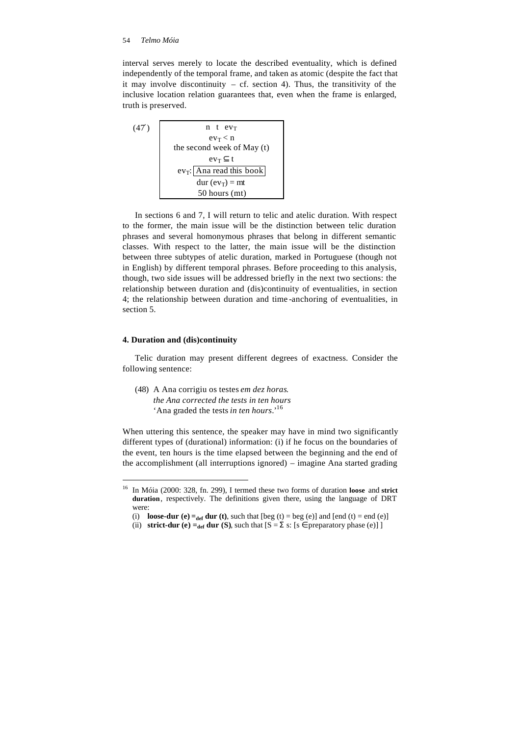interval serves merely to locate the described eventuality, which is defined independently of the temporal frame, and taken as atomic (despite the fact that it may involve discontinuity – cf. section 4). Thus, the transitivity of the inclusive location relation guarantees that, even when the frame is enlarged, truth is preserved.

(47′)

| n t $ev_T$ |
|---|
| $ev_T < n$ |
| the second week of May (t) |
| $ev_T \subseteq t$ |
| $ev_T$: [Ana read this book] |
| dur ($ev_T$) = mt |
| 50 hours (mt) |

In sections 6 and 7, I will return to telic and atelic duration. With respect to the former, the main issue will be the distinction between telic duration phrases and several homonymous phrases that belong in different semantic classes. With respect to the latter, the main issue will be the distinction between three subtypes of atelic duration, marked in Portuguese (though not in English) by different temporal phrases. Before proceeding to this analysis, though, two side issues will be addressed briefly in the next two sections: the relationship between duration and (dis)continuity of eventualities, in section 4; the relationship between duration and time-anchoring of eventualities, in section 5.

## 4. Duration and (dis)continuity

Telic duration may present different degrees of exactness. Consider the following sentence:

(48) A Ana corrigiu os testes *em dez horas*.
*the Ana corrected the tests in ten hours*
'Ana graded the tests *in ten hours*.'[16]

When uttering this sentence, the speaker may have in mind two significantly different types of (durational) information: (i) if he focus on the boundaries of the event, ten hours is the time elapsed between the beginning and the end of the accomplishment (all interruptions ignored) – imagine Ana started grading

---

[16] In Móia (2000: 328, fn. 299), I termed these two forms of duration **loose** and **strict duration**, respectively. The definitions given there, using the language of DRT were:

(i) **loose-dur (e) $=_{def}$ dur (t)**, such that [beg (t) = beg (e)] and [end (t) = end (e)]

(ii) **strict-dur (e) $=_{def}$ dur (S)**, such that [S = $\Sigma$ s: [s $\in$ preparatory phase (e)] ]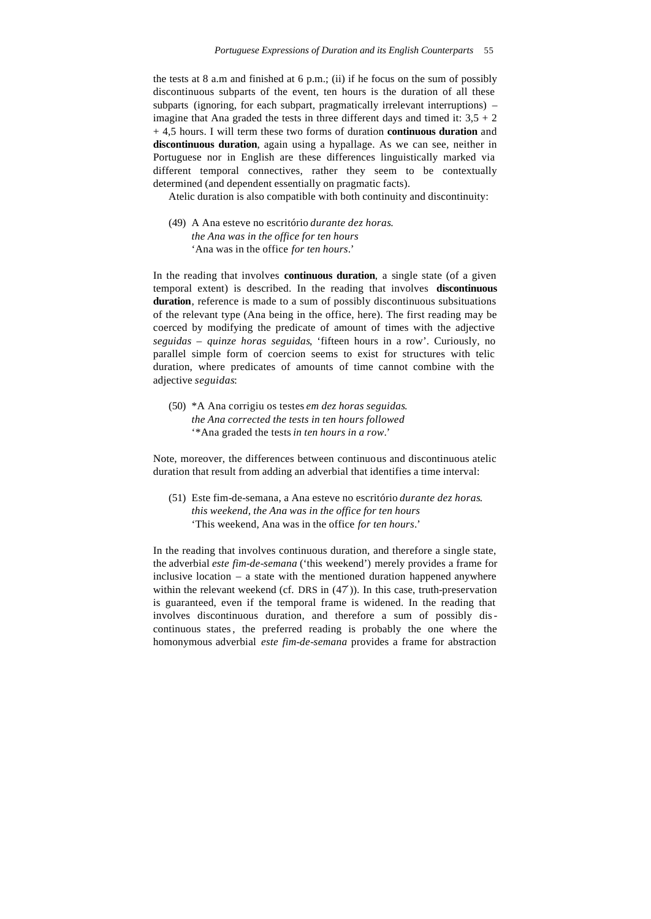the tests at 8 a.m and finished at 6 p.m.; (ii) if he focus on the sum of possibly discontinuous subparts of the event, ten hours is the duration of all these subparts (ignoring, for each subpart, pragmatically irrelevant interruptions) – imagine that Ana graded the tests in three different days and timed it: 3,5 + 2 + 4,5 hours. I will term these two forms of duration **continuous duration** and **discontinuous duration**, again using a hypallage. As we can see, neither in Portuguese nor in English are these differences linguistically marked via different temporal connectives, rather they seem to be contextually determined (and dependent essentially on pragmatic facts).

Atelic duration is also compatible with both continuity and discontinuity:

(49) A Ana esteve no escritório *durante dez horas*.
*the Ana was in the office for ten hours*
'Ana was in the office *for ten hours*.'

In the reading that involves **continuous duration**, a single state (of a given temporal extent) is described. In the reading that involves **discontinuous duration**, reference is made to a sum of possibly discontinuous subsituations of the relevant type (Ana being in the office, here). The first reading may be coerced by modifying the predicate of amount of times with the adjective *seguidas* – *quinze horas seguidas*, 'fifteen hours in a row'. Curiously, no parallel simple form of coercion seems to exist for structures with telic duration, where predicates of amounts of time cannot combine with the adjective *seguidas*:

(50) *A Ana corrigiu os testes *em dez horas seguidas*.
*the Ana corrected the tests in ten hours followed*
'*Ana graded the tests *in ten hours in a row*.'

Note, moreover, the differences between continuous and discontinuous atelic duration that result from adding an adverbial that identifies a time interval:

(51) Este fim-de-semana, a Ana esteve no escritório *durante dez horas*.
*this weekend, the Ana was in the office for ten hours*
'This weekend, Ana was in the office *for ten hours*.'

In the reading that involves continuous duration, and therefore a single state, the adverbial *este fim-de-semana* ('this weekend') merely provides a frame for inclusive location – a state with the mentioned duration happened anywhere within the relevant weekend (cf. DRS in (47′)). In this case, truth-preservation is guaranteed, even if the temporal frame is widened. In the reading that involves discontinuous duration, and therefore a sum of possibly discontinuous states, the preferred reading is probably the one where the homonymous adverbial *este fim-de-semana* provides a frame for abstraction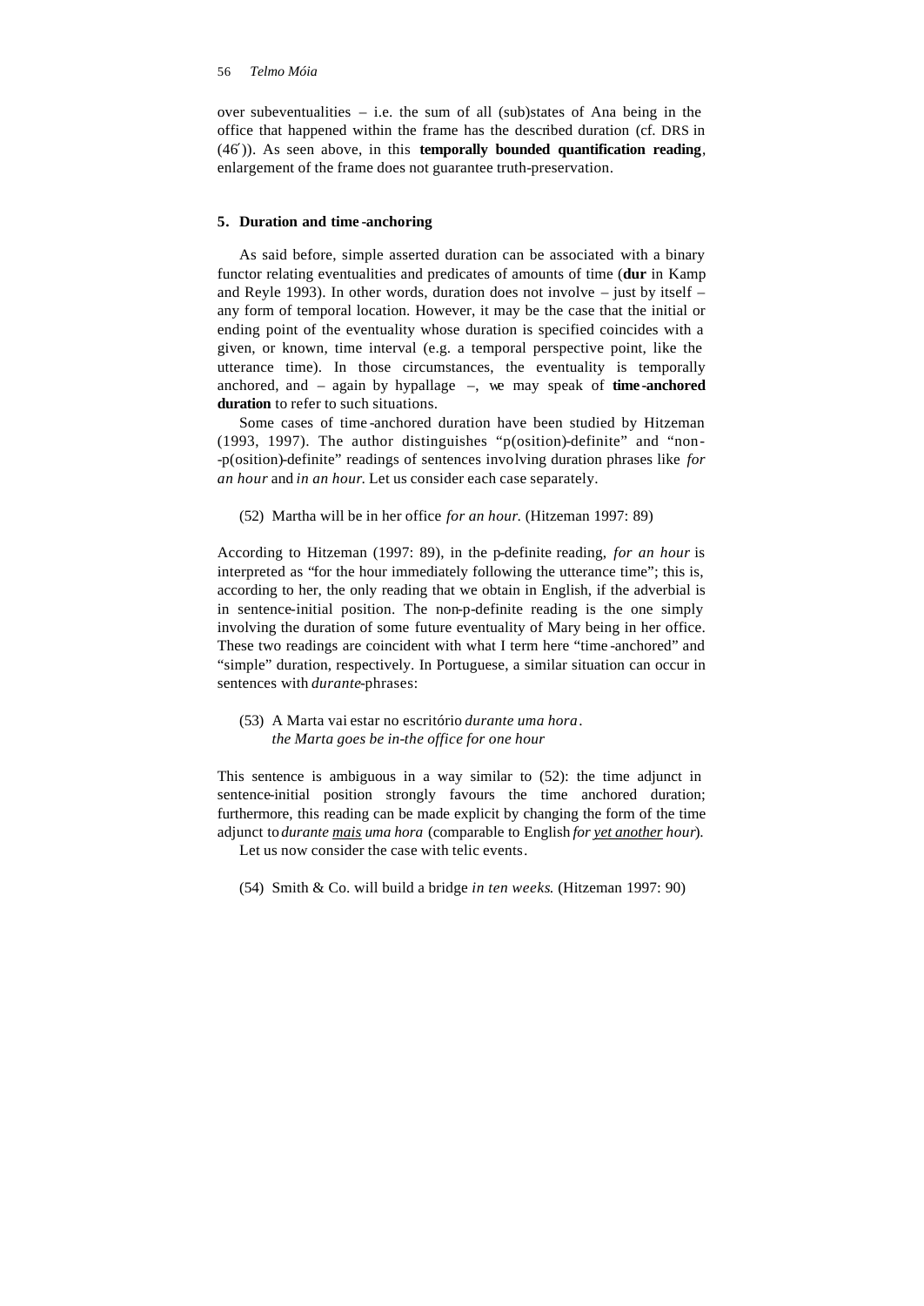over subeventualities – i.e. the sum of all (sub)states of Ana being in the office that happened within the frame has the described duration (cf. DRS in (46´)). As seen above, in this **temporally bounded quantification reading**, enlargement of the frame does not guarantee truth-preservation.

## 5. Duration and time-anchoring

As said before, simple asserted duration can be associated with a binary functor relating eventualities and predicates of amounts of time (**dur** in Kamp and Reyle 1993). In other words, duration does not involve – just by itself – any form of temporal location. However, it may be the case that the initial or ending point of the eventuality whose duration is specified coincides with a given, or known, time interval (e.g. a temporal perspective point, like the utterance time). In those circumstances, the eventuality is temporally anchored, and – again by hypallage –, we may speak of **time-anchored duration** to refer to such situations.

Some cases of time-anchored duration have been studied by Hitzeman (1993, 1997). The author distinguishes "p(osition)-definite" and "non-p(osition)-definite" readings of sentences involving duration phrases like *for an hour* and *in an hour.* Let us consider each case separately.

(52) Martha will be in her office *for an hour.* (Hitzeman 1997: 89)

According to Hitzeman (1997: 89), in the p-definite reading, *for an hour* is interpreted as "for the hour immediately following the utterance time"; this is, according to her, the only reading that we obtain in English, if the adverbial is in sentence-initial position. The non-p-definite reading is the one simply involving the duration of some future eventuality of Mary being in her office. These two readings are coincident with what I term here "time-anchored" and "simple" duration, respectively. In Portuguese, a similar situation can occur in sentences with *durante*-phrases:

(53) A Marta vai estar no escritório *durante uma hora*.
*the Marta goes be in-the office for one hour*

This sentence is ambiguous in a way similar to (52): the time adjunct in sentence-initial position strongly favours the time anchored duration; furthermore, this reading can be made explicit by changing the form of the time adjunct to *durante mais uma hora* (comparable to English *for yet another hour*).

Let us now consider the case with telic events.

(54) Smith & Co. will build a bridge *in ten weeks.* (Hitzeman 1997: 90)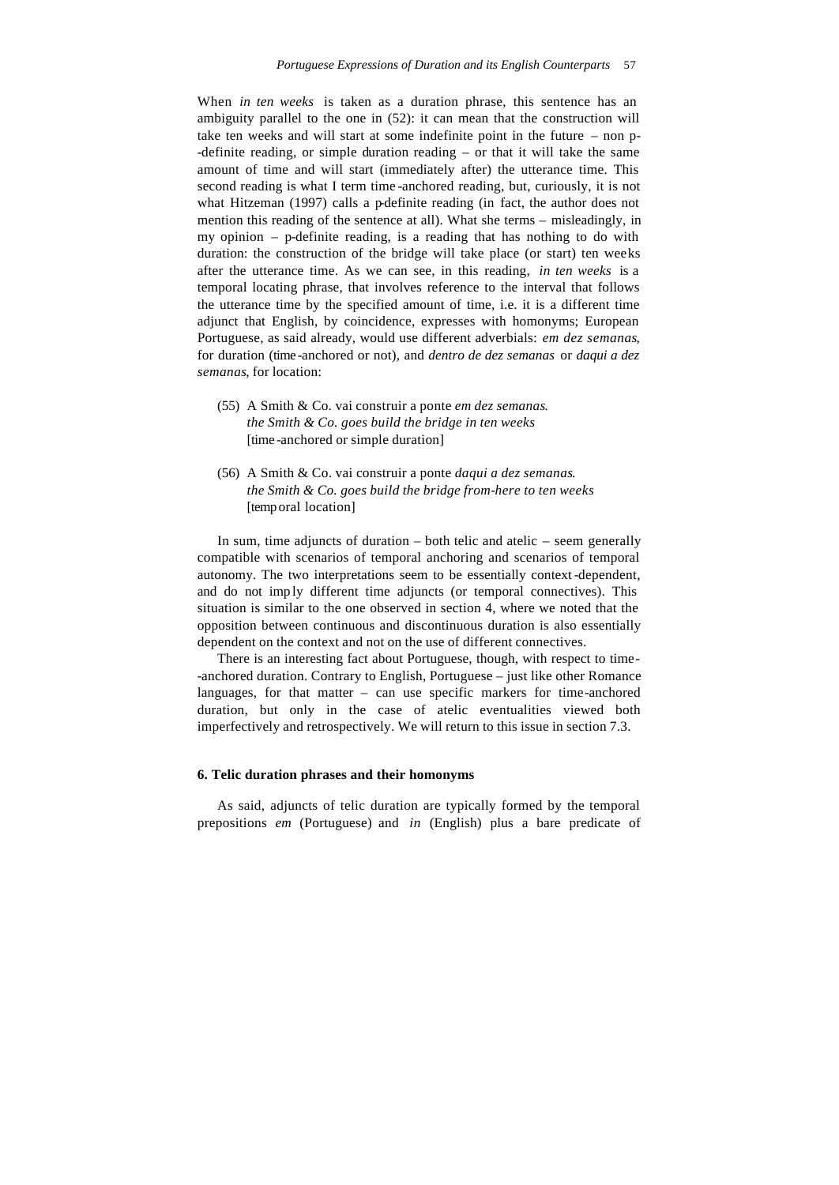When *in ten weeks* is taken as a duration phrase, this sentence has an ambiguity parallel to the one in (52): it can mean that the construction will take ten weeks and will start at some indefinite point in the future – non p--definite reading, or simple duration reading – or that it will take the same amount of time and will start (immediately after) the utterance time. This second reading is what I term time-anchored reading, but, curiously, it is not what Hitzeman (1997) calls a p-definite reading (in fact, the author does not mention this reading of the sentence at all). What she terms – misleadingly, in my opinion – p-definite reading, is a reading that has nothing to do with duration: the construction of the bridge will take place (or start) ten weeks after the utterance time. As we can see, in this reading, *in ten weeks* is a temporal locating phrase, that involves reference to the interval that follows the utterance time by the specified amount of time, i.e. it is a different time adjunct that English, by coincidence, expresses with homonyms; European Portuguese, as said already, would use different adverbials: *em dez semanas*, for duration (time-anchored or not), and *dentro de dez semanas* or *daqui a dez semanas*, for location:

(55) A Smith & Co. vai construir a ponte *em dez semanas*.
*the Smith & Co. goes build the bridge in ten weeks*
[time-anchored or simple duration]

(56) A Smith & Co. vai construir a ponte *daqui a dez semanas*.
*the Smith & Co. goes build the bridge from-here to ten weeks*
[temporal location]

In sum, time adjuncts of duration – both telic and atelic – seem generally compatible with scenarios of temporal anchoring and scenarios of temporal autonomy. The two interpretations seem to be essentially context-dependent, and do not imply different time adjuncts (or temporal connectives). This situation is similar to the one observed in section 4, where we noted that the opposition between continuous and discontinuous duration is also essentially dependent on the context and not on the use of different connectives.

There is an interesting fact about Portuguese, though, with respect to time--anchored duration. Contrary to English, Portuguese – just like other Romance languages, for that matter – can use specific markers for time-anchored duration, but only in the case of atelic eventualities viewed both imperfectively and retrospectively. We will return to this issue in section 7.3.

### 6. Telic duration phrases and their homonyms

As said, adjuncts of telic duration are typically formed by the temporal prepositions *em* (Portuguese) and *in* (English) plus a bare predicate of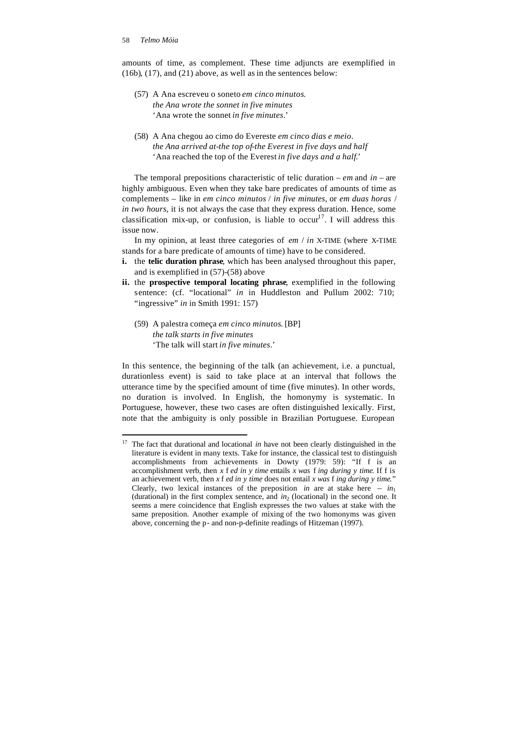amounts of time, as complement. These time adjuncts are exemplified in (16b), (17), and (21) above, as well as in the sentences below:

(57) A Ana escreveu o soneto *em cinco minutos*.
*the Ana wrote the sonnet in five minutes*
'Ana wrote the sonnet *in five minutes*.'

(58) A Ana chegou ao cimo do Evereste *em cinco dias e meio*.
*the Ana arrived at-the top of-the Everest in five days and half*
'Ana reached the top of the Everest *in five days and a half*.'

The temporal prepositions characteristic of telic duration – *em* and *in* – are highly ambiguous. Even when they take bare predicates of amounts of time as complements – like in *em cinco minutos* / *in five minutes*, or *em duas horas* / *in two hours*, it is not always the case that they express duration. Hence, some classification mix-up, or confusion, is liable to occur[17]. I will address this issue now.

In my opinion, at least three categories of *em* / *in* X-TIME (where X-TIME stands for a bare predicate of amounts of time) have to be considered.

**i.** the **telic duration phrase**, which has been analysed throughout this paper, and is exemplified in (57)-(58) above

**ii.** the **prospective temporal locating phrase**, exemplified in the following sentence: (cf. "locational" *in* in Huddleston and Pullum 2002: 710; "ingressive" *in* in Smith 1991: 157)

(59) A palestra começa *em cinco minutos*. [BP]
*the talk starts in five minutes*
'The talk will start *in five minutes*.'

In this sentence, the beginning of the talk (an achievement, i.e. a punctual, durationless event) is said to take place at an interval that follows the utterance time by the specified amount of time (five minutes). In other words, no duration is involved. In English, the homonymy is systematic. In Portuguese, however, these two cases are often distinguished lexically. First, note that the ambiguity is only possible in Brazilian Portuguese. European

---

[17] The fact that durational and locational *in* have not been clearly distinguished in the literature is evident in many texts. Take for instance, the classical test to distinguish accomplishments from achievements in Dowty (1979: 59): "If f is an accomplishment verb, then *x* f *ed in y time* entails *x was* f *ing during y time*. If f is an achievement verb, then *x* f *ed in y time* does not entail *x was* f *ing during y time*." Clearly, two lexical instances of the preposition *in* are at stake here – $in_1$ (durational) in the first complex sentence, and $in_2$ (locational) in the second one. It seems a mere coincidence that English expresses the two values at stake with the same preposition. Another example of mixing of the two homonyms was given above, concerning the p- and non-p-definite readings of Hitzeman (1997).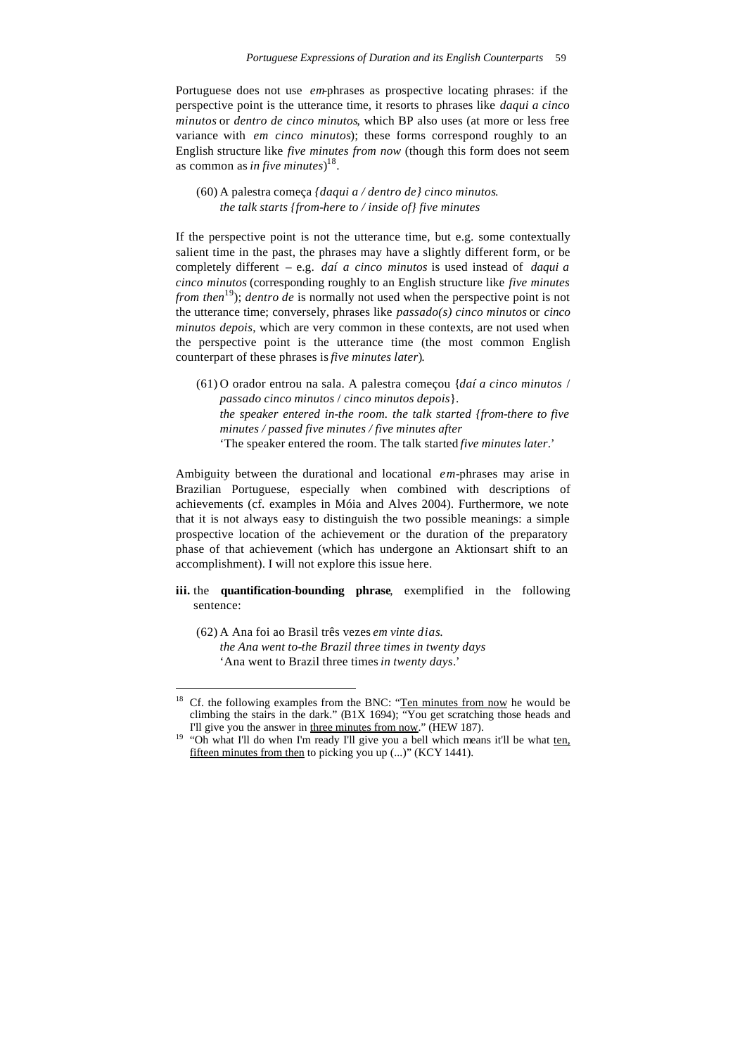Portuguese does not use *em*-phrases as prospective locating phrases: if the perspective point is the utterance time, it resorts to phrases like *daqui a cinco minutos* or *dentro de cinco minutos*, which BP also uses (at more or less free variance with *em cinco minutos*); these forms correspond roughly to an English structure like *five minutes from now* (though this form does not seem as common as *in five minutes*)[18].

(60) A palestra começa *{daqui a / dentro de} cinco minutos*.
*the talk starts {from-here to / inside of} five minutes*

If the perspective point is not the utterance time, but e.g. some contextually salient time in the past, the phrases may have a slightly different form, or be completely different – e.g. *daí a cinco minutos* is used instead of *daqui a cinco minutos* (corresponding roughly to an English structure like *five minutes from then*[19]); *dentro de* is normally not used when the perspective point is not the utterance time; conversely, phrases like *passado(s) cinco minutos* or *cinco minutos depois*, which are very common in these contexts, are not used when the perspective point is the utterance time (the most common English counterpart of these phrases is *five minutes later*).

(61) O orador entrou na sala. A palestra começou {*daí a cinco minutos* / *passado cinco minutos* / *cinco minutos depois*}.
*the speaker entered in-the room. the talk started {from-there to five minutes / passed five minutes / five minutes after*
'The speaker entered the room. The talk started *five minutes later*.'

Ambiguity between the durational and locational *em*-phrases may arise in Brazilian Portuguese, especially when combined with descriptions of achievements (cf. examples in Móia and Alves 2004). Furthermore, we note that it is not always easy to distinguish the two possible meanings: a simple prospective location of the achievement or the duration of the preparatory phase of that achievement (which has undergone an Aktionsart shift to an accomplishment). I will not explore this issue here.

**iii.** the **quantification-bounding phrase**, exemplified in the following sentence:

(62) A Ana foi ao Brasil três vezes *em vinte dias*.
*the Ana went to-the Brazil three times in twenty days*
'Ana went to Brazil three times *in twenty days*.'

---

[18] Cf. the following examples from the BNC: "Ten minutes from now he would be climbing the stairs in the dark." (B1X 1694); "You get scratching those heads and I'll give you the answer in three minutes from now." (HEW 187).

[19] "Oh what I'll do when I'm ready I'll give you a bell which means it'll be what ten, fifteen minutes from then to picking you up (...)" (KCY 1441).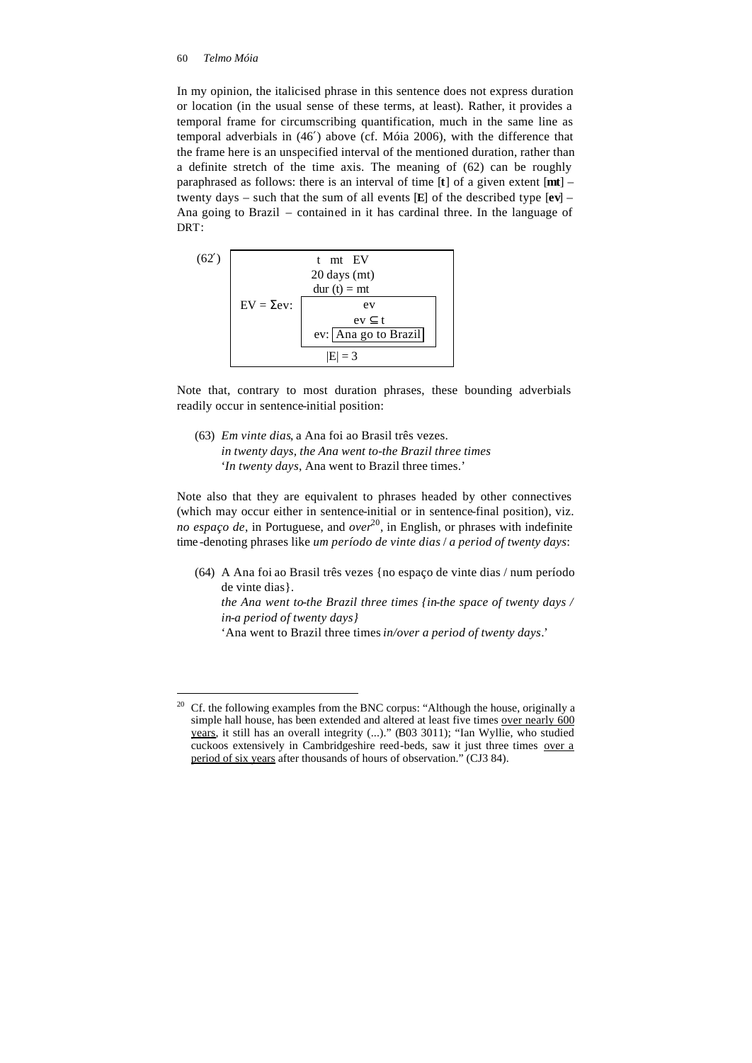In my opinion, the italicised phrase in this sentence does not express duration or location (in the usual sense of these terms, at least). Rather, it provides a temporal frame for circumscribing quantification, much in the same line as temporal adverbials in (46′) above (cf. Móia 2006), with the difference that the frame here is an unspecified interval of the mentioned duration, rather than a definite stretch of the time axis. The meaning of (62) can be roughly paraphrased as follows: there is an interval of time [**t**] of a given extent [**mt**] – twenty days – such that the sum of all events [**E**] of the described type [**ev**] – Ana going to Brazil – contained in it has cardinal three. In the language of DRT:

(62′)

```
+--------------------------------------------+
|              t   mt   EV                   |
|              20 days (mt)                  |
|              dur (t) = mt                  |
|            +-------------------------+     |
| EV = Σev:  |           ev            |     |
|            |         ev ⊆ t          |     |
|            | ev: [Ana go to Brazil]  |     |
|            +-------------------------+     |
|                 |E| = 3                    |
+--------------------------------------------+
```

Note that, contrary to most duration phrases, these bounding adverbials readily occur in sentence-initial position:

(63) *Em vinte dias*, a Ana foi ao Brasil três vezes.
*in twenty days, the Ana went to-the Brazil three times*
'*In twenty days*, Ana went to Brazil three times.'

Note also that they are equivalent to phrases headed by other connectives (which may occur either in sentence-initial or in sentence-final position), viz. *no espaço de*, in Portuguese, and *over*[20], in English, or phrases with indefinite time-denoting phrases like *um período de vinte dias* / *a period of twenty days*:

(64) A Ana foi ao Brasil três vezes {no espaço de vinte dias / num período de vinte dias}.
*the Ana went to-the Brazil three times {in-the space of twenty days / in-a period of twenty days}*
'Ana went to Brazil three times *in/over a period of twenty days*.'

---

[20] Cf. the following examples from the BNC corpus: "Although the house, originally a simple hall house, has been extended and altered at least five times over nearly 600 years, it still has an overall integrity (...)." (B03 3011); "Ian Wyllie, who studied cuckoos extensively in Cambridgeshire reed-beds, saw it just three times over a period of six years after thousands of hours of observation." (CJ3 84).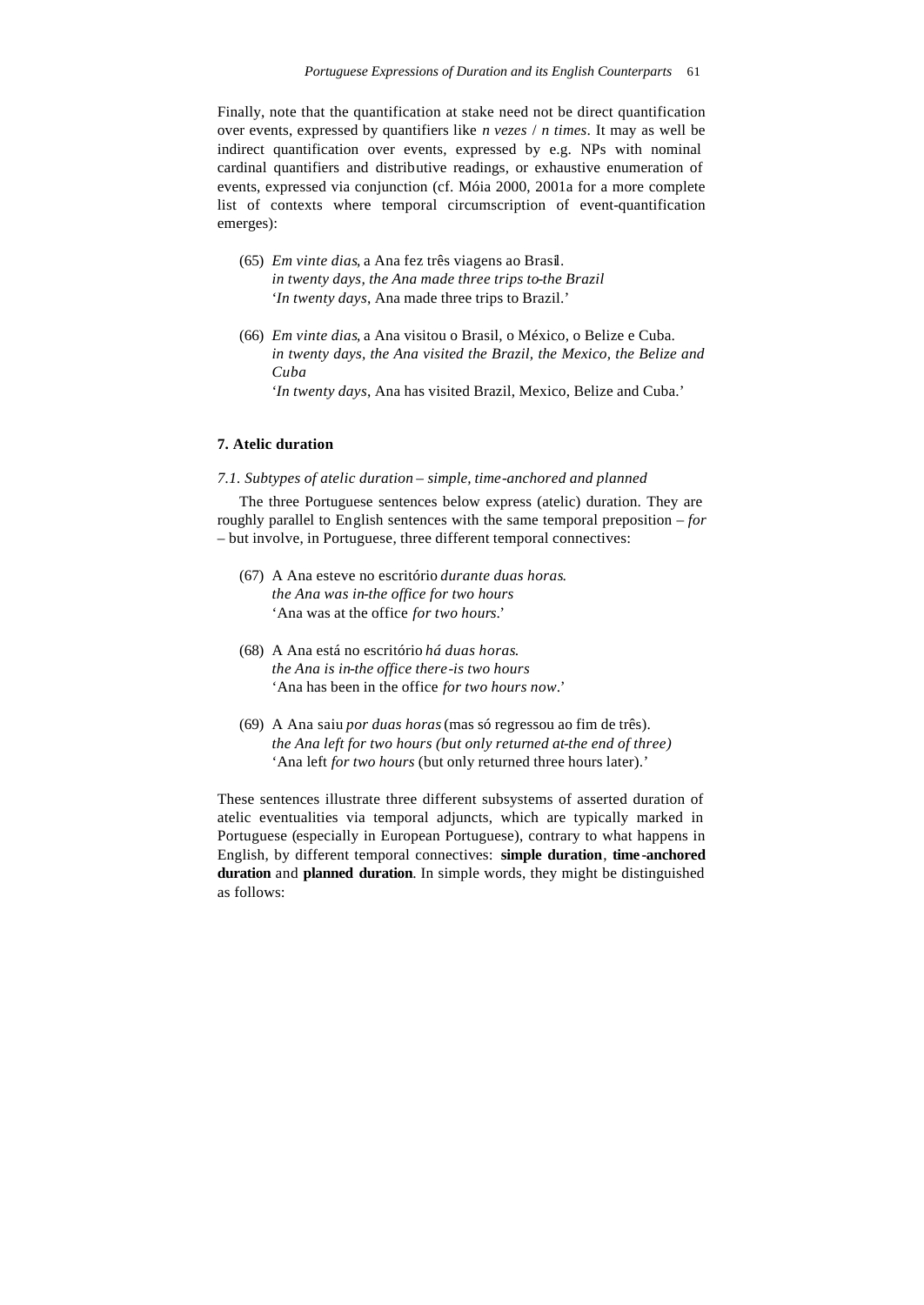Finally, note that the quantification at stake need not be direct quantification over events, expressed by quantifiers like *n vezes* / *n times*. It may as well be indirect quantification over events, expressed by e.g. NPs with nominal cardinal quantifiers and distributive readings, or exhaustive enumeration of events, expressed via conjunction (cf. Móia 2000, 2001a for a more complete list of contexts where temporal circumscription of event-quantification emerges):

(65) *Em vinte dias*, a Ana fez três viagens ao Brasil.
*in twenty days, the Ana made three trips to-the Brazil*
'*In twenty days*, Ana made three trips to Brazil.'

(66) *Em vinte dias*, a Ana visitou o Brasil, o México, o Belize e Cuba.
*in twenty days, the Ana visited the Brazil, the Mexico, the Belize and Cuba*
'*In twenty days*, Ana has visited Brazil, Mexico, Belize and Cuba.'

## 7. Atelic duration

### *7.1. Subtypes of atelic duration – simple, time-anchored and planned*

The three Portuguese sentences below express (atelic) duration. They are roughly parallel to English sentences with the same temporal preposition – *for* – but involve, in Portuguese, three different temporal connectives:

(67) A Ana esteve no escritório *durante duas horas*.
*the Ana was in-the office for two hours*
'Ana was at the office *for two hours*.'

(68) A Ana está no escritório *há duas horas*.
*the Ana is in-the office there-is two hours*
'Ana has been in the office *for two hours now*.'

(69) A Ana saiu *por duas horas* (mas só regressou ao fim de três).
*the Ana left for two hours (but only returned at-the end of three)*
'Ana left *for two hours* (but only returned three hours later).'

These sentences illustrate three different subsystems of asserted duration of atelic eventualities via temporal adjuncts, which are typically marked in Portuguese (especially in European Portuguese), contrary to what happens in English, by different temporal connectives: **simple duration**, **time-anchored duration** and **planned duration**. In simple words, they might be distinguished as follows: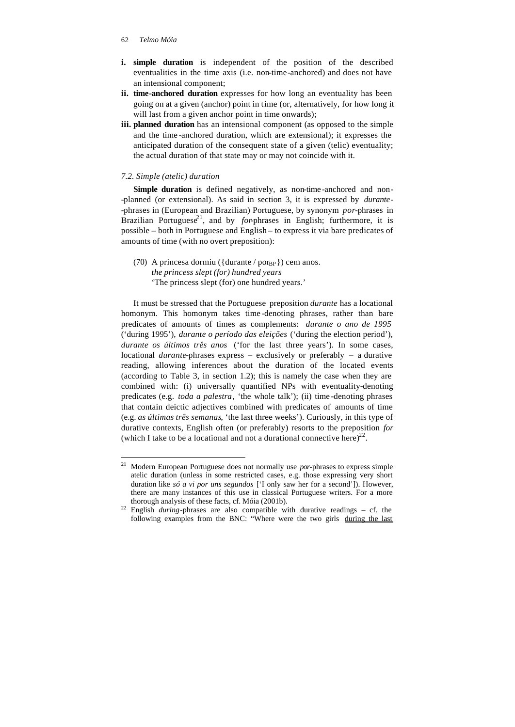**i. simple duration** is independent of the position of the described eventualities in the time axis (i.e. non-time-anchored) and does not have an intensional component;

**ii. time-anchored duration** expresses for how long an eventuality has been going on at a given (anchor) point in time (or, alternatively, for how long it will last from a given anchor point in time onwards);

**iii. planned duration** has an intensional component (as opposed to the simple and the time-anchored duration, which are extensional); it expresses the anticipated duration of the consequent state of a given (telic) eventuality; the actual duration of that state may or may not coincide with it.

### *7.2. Simple (atelic) duration*

**Simple duration** is defined negatively, as non-time-anchored and non-planned (or extensional). As said in section 3, it is expressed by *durante*-phrases in (European and Brazilian) Portuguese, by synonym *por*-phrases in Brazilian Portuguese[21], and by *for*-phrases in English; furthermore, it is possible – both in Portuguese and English – to express it via bare predicates of amounts of time (with no overt preposition):

(70) A princesa dormiu ({durante / $por_{BP}$}) cem anos.
*the princess slept (for) hundred years*
'The princess slept (for) one hundred years.'

It must be stressed that the Portuguese preposition *durante* has a locational homonym. This homonym takes time-denoting phrases, rather than bare predicates of amounts of times as complements: *durante o ano de 1995* ('during 1995'), *durante o período das eleições* ('during the election period'), *durante os últimos três anos* ('for the last three years'). In some cases, locational *durante*-phrases express – exclusively or preferably – a durative reading, allowing inferences about the duration of the located events (according to Table 3, in section 1.2); this is namely the case when they are combined with: (i) universally quantified NPs with eventuality-denoting predicates (e.g. *toda a palestra*, 'the whole talk'); (ii) time-denoting phrases that contain deictic adjectives combined with predicates of amounts of time (e.g. *as últimas três semanas*, 'the last three weeks'). Curiously, in this type of durative contexts, English often (or preferably) resorts to the preposition *for* (which I take to be a locational and not a durational connective here)[22].

---

[21] Modern European Portuguese does not normally use *por*-phrases to express simple atelic duration (unless in some restricted cases, e.g. those expressing very short duration like *só a vi por uns segundos* ['I only saw her for a second']). However, there are many instances of this use in classical Portuguese writers. For a more thorough analysis of these facts, cf. Móia (2001b).

[22] English *during*-phrases are also compatible with durative readings – cf. the following examples from the BNC: "Where were the two girls during the last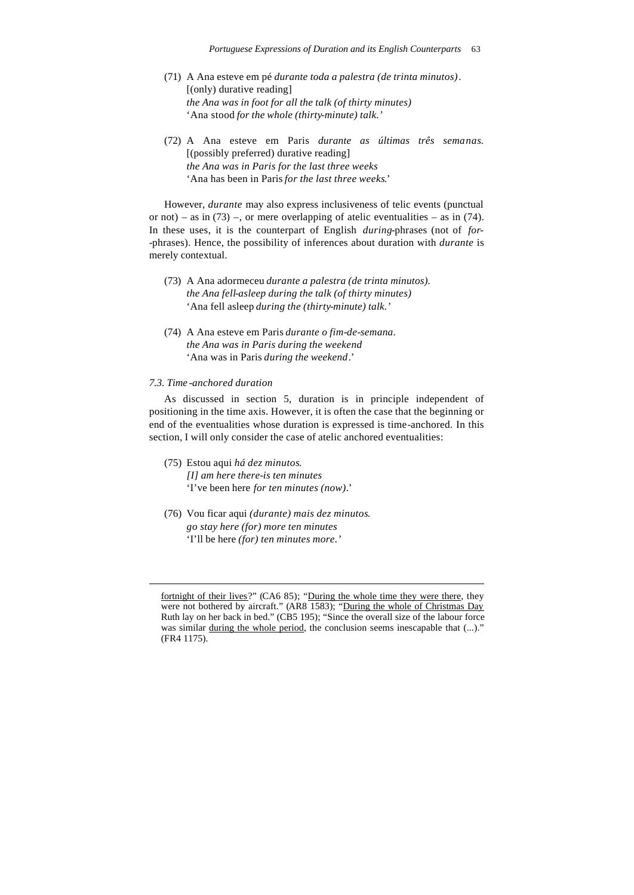(71) A Ana esteve em pé *durante toda a palestra (de trinta minutos)*.
[(only) durative reading]
*the Ana was in foot for all the talk (of thirty minutes)*
'Ana stood *for the whole (thirty-minute) talk.*'

(72) A Ana esteve em Paris *durante as últimas três semanas.*
[(possibly preferred) durative reading]
*the Ana was in Paris for the last three weeks*
'Ana has been in Paris *for the last three weeks*.'

However, *durante* may also express inclusiveness of telic events (punctual or not) – as in (73) –, or mere overlapping of atelic eventualities – as in (74). In these uses, it is the counterpart of English *during*-phrases (not of *for*-phrases). Hence, the possibility of inferences about duration with *durante* is merely contextual.

(73) A Ana adormeceu *durante a palestra (de trinta minutos).*
*the Ana fell-asleep during the talk (of thirty minutes)*
'Ana fell asleep *during the (thirty-minute) talk.*'

(74) A Ana esteve em Paris *durante o fim-de-semana*.
*the Ana was in Paris during the weekend*
'Ana was in Paris *during the weekend*.'

*7.3. Time-anchored duration*

As discussed in section 5, duration is in principle independent of positioning in the time axis. However, it is often the case that the beginning or end of the eventualities whose duration is expressed is time-anchored. In this section, I will only consider the case of atelic anchored eventualities:

(75) Estou aqui *há dez minutos.*
*[I] am here there-is ten minutes*
'I've been here *for ten minutes (now)*.'

(76) Vou ficar aqui *(durante) mais dez minutos.*
*go stay here (for) more ten minutes*
'I'll be here *(for) ten minutes more.*'

---

fortnight of their lives?" (CA6 85); "During the whole time they were there, they were not bothered by aircraft." (AR8 1583); "During the whole of Christmas Day Ruth lay on her back in bed." (CB5 195); "Since the overall size of the labour force was similar during the whole period, the conclusion seems inescapable that (...)." (FR4 1175).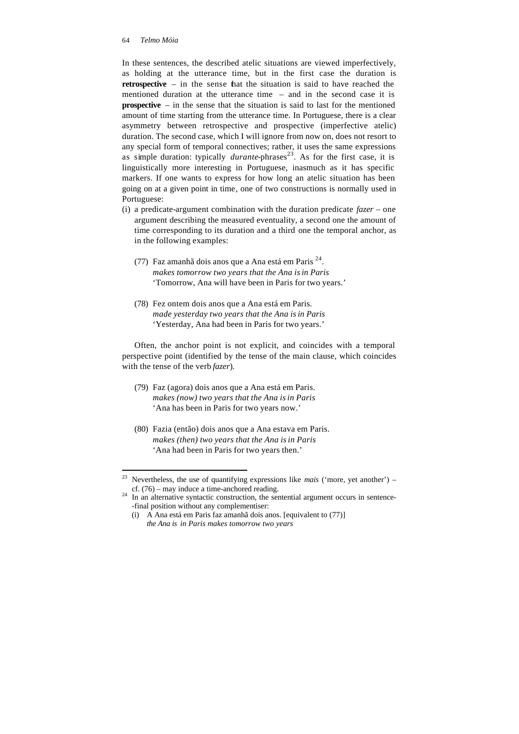In these sentences, the described atelic situations are viewed imperfectively, as holding at the utterance time, but in the first case the duration is **retrospective** – in the sense that the situation is said to have reached the mentioned duration at the utterance time – and in the second case it is **prospective** – in the sense that the situation is said to last for the mentioned amount of time starting from the utterance time. In Portuguese, there is a clear asymmetry between retrospective and prospective (imperfective atelic) duration. The second case, which I will ignore from now on, does not resort to any special form of temporal connectives; rather, it uses the same expressions as simple duration: typically *durante*-phrases[23]. As for the first case, it is linguistically more interesting in Portuguese, inasmuch as it has specific markers. If one wants to express for how long an atelic situation has been going on at a given point in time, one of two constructions is normally used in Portuguese:

(i) a predicate-argument combination with the duration predicate *fazer* – one argument describing the measured eventuality, a second one the amount of time corresponding to its duration and a third one the temporal anchor, as in the following examples:

(77) Faz amanhã dois anos que a Ana está em Paris [24].
*makes tomorrow two years that the Ana is in Paris*
'Tomorrow, Ana will have been in Paris for two years.'

(78) Fez ontem dois anos que a Ana está em Paris.
*made yesterday two years that the Ana is in Paris*
'Yesterday, Ana had been in Paris for two years.'

Often, the anchor point is not explicit, and coincides with a temporal perspective point (identified by the tense of the main clause, which coincides with the tense of the verb *fazer*).

(79) Faz (agora) dois anos que a Ana está em Paris.
*makes (now) two years that the Ana is in Paris*
'Ana has been in Paris for two years now.'

(80) Fazia (então) dois anos que a Ana estava em Paris.
*makes (then) two years that the Ana is in Paris*
'Ana had been in Paris for two years then.'

---

[23] Nevertheless, the use of quantifying expressions like *mais* ('more, yet another') – cf. (76) – may induce a time-anchored reading.

[24] In an alternative syntactic construction, the sentential argument occurs in sentence-final position without any complementiser:

(i) A Ana está em Paris faz amanhã dois anos. [equivalent to (77)]
*the Ana is in Paris makes tomorrow two years*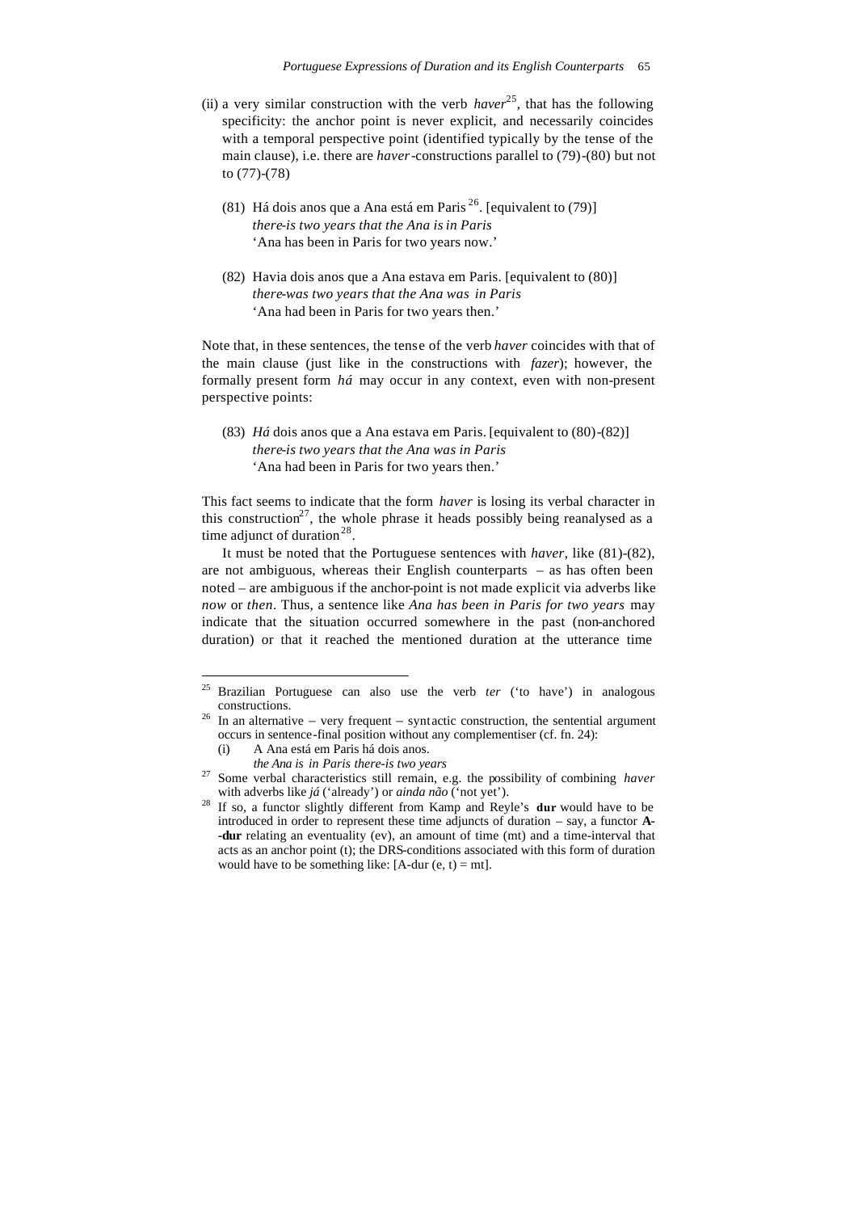(ii) a very similar construction with the verb *haver*[25], that has the following specificity: the anchor point is never explicit, and necessarily coincides with a temporal perspective point (identified typically by the tense of the main clause), i.e. there are *haver*-constructions parallel to (79)-(80) but not to (77)-(78)

(81) Há dois anos que a Ana está em Paris[26]. [equivalent to (79)]
*there-is two years that the Ana is in Paris*
'Ana has been in Paris for two years now.'

(82) Havia dois anos que a Ana estava em Paris. [equivalent to (80)]
*there-was two years that the Ana was in Paris*
'Ana had been in Paris for two years then.'

Note that, in these sentences, the tense of the verb *haver* coincides with that of the main clause (just like in the constructions with *fazer*); however, the formally present form *há* may occur in any context, even with non-present perspective points:

(83) *Há* dois anos que a Ana estava em Paris. [equivalent to (80)-(82)]
*there-is two years that the Ana was in Paris*
'Ana had been in Paris for two years then.'

This fact seems to indicate that the form *haver* is losing its verbal character in this construction[27], the whole phrase it heads possibly being reanalysed as a time adjunct of duration[28].

It must be noted that the Portuguese sentences with *haver*, like (81)-(82), are not ambiguous, whereas their English counterparts – as has often been noted – are ambiguous if the anchor-point is not made explicit via adverbs like *now* or *then*. Thus, a sentence like *Ana has been in Paris for two years* may indicate that the situation occurred somewhere in the past (non-anchored duration) or that it reached the mentioned duration at the utterance time

---

[25] Brazilian Portuguese can also use the verb *ter* ('to have') in analogous constructions.

[26] In an alternative – very frequent – syntactic construction, the sentential argument occurs in sentence-final position without any complementiser (cf. fn. 24):
(i) A Ana está em Paris há dois anos.
*the Ana is in Paris there-is two years*

[27] Some verbal characteristics still remain, e.g. the possibility of combining *haver* with adverbs like *já* ('already') or *ainda não* ('not yet').

[28] If so, a functor slightly different from Kamp and Reyle's **dur** would have to be introduced in order to represent these time adjuncts of duration – say, a functor **A--dur** relating an eventuality (ev), an amount of time (mt) and a time-interval that acts as an anchor point (t); the DRS-conditions associated with this form of duration would have to be something like: [A-dur (e, t) = mt].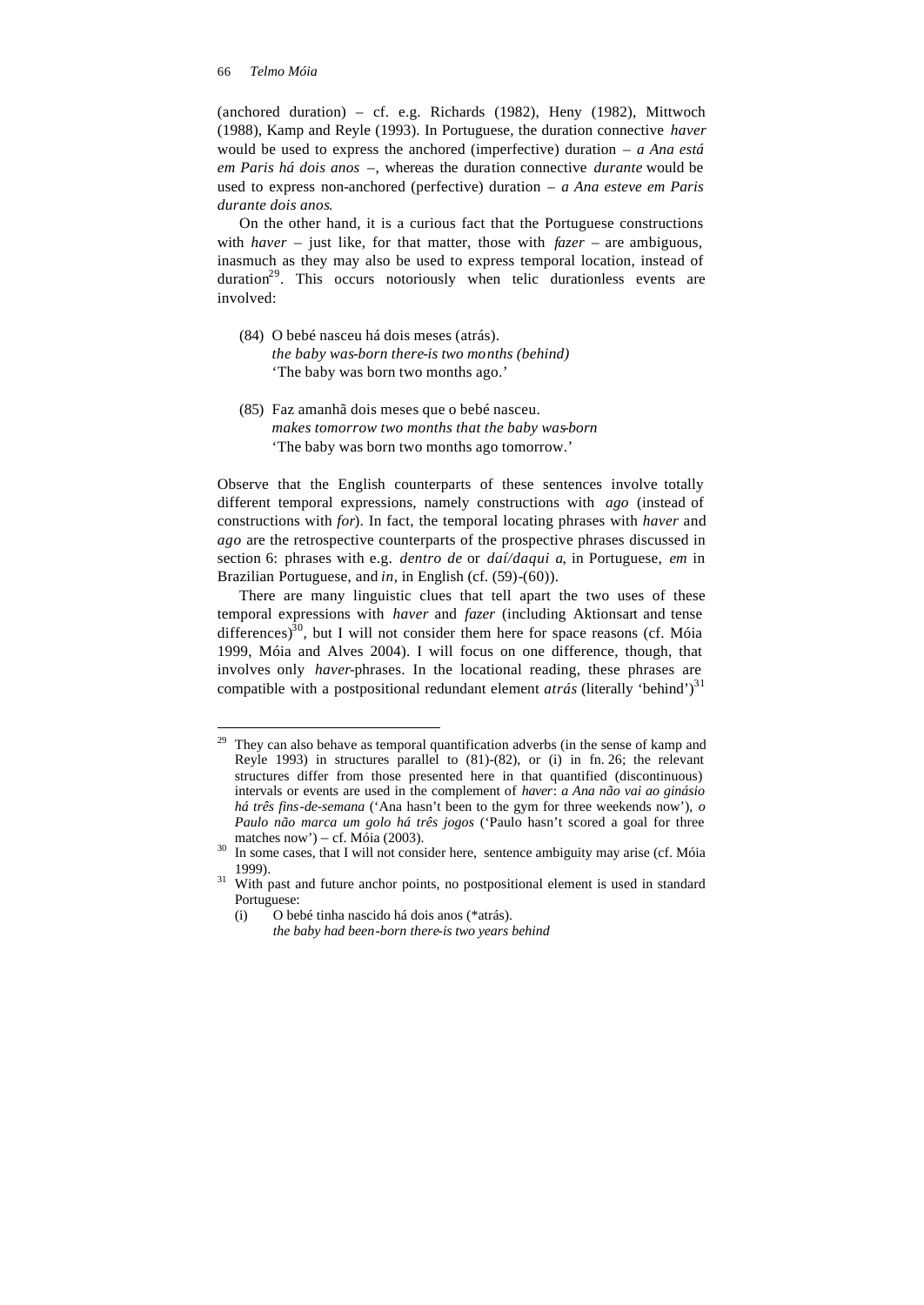(anchored duration) – cf. e.g. Richards (1982), Heny (1982), Mittwoch (1988), Kamp and Reyle (1993). In Portuguese, the duration connective *haver* would be used to express the anchored (imperfective) duration – *a Ana está em Paris há dois anos* –, whereas the duration connective *durante* would be used to express non-anchored (perfective) duration – *a Ana esteve em Paris durante dois anos*.

On the other hand, it is a curious fact that the Portuguese constructions with *haver* – just like, for that matter, those with *fazer* – are ambiguous, inasmuch as they may also be used to express temporal location, instead of duration[29]. This occurs notoriously when telic durationless events are involved:

(84) O bebé nasceu há dois meses (atrás).
*the baby was-born there-is two months (behind)*
'The baby was born two months ago.'

(85) Faz amanhã dois meses que o bebé nasceu.
*makes tomorrow two months that the baby was-born*
'The baby was born two months ago tomorrow.'

Observe that the English counterparts of these sentences involve totally different temporal expressions, namely constructions with *ago* (instead of constructions with *for*). In fact, the temporal locating phrases with *haver* and *ago* are the retrospective counterparts of the prospective phrases discussed in section 6: phrases with e.g. *dentro de* or *daí/daqui a*, in Portuguese, *em* in Brazilian Portuguese, and *in*, in English (cf. (59)-(60)).

There are many linguistic clues that tell apart the two uses of these temporal expressions with *haver* and *fazer* (including Aktionsart and tense differences)[30], but I will not consider them here for space reasons (cf. Móia 1999, Móia and Alves 2004). I will focus on one difference, though, that involves only *haver*-phrases. In the locational reading, these phrases are compatible with a postpositional redundant element *atrás* (literally 'behind')[31]

---

[29] They can also behave as temporal quantification adverbs (in the sense of kamp and Reyle 1993) in structures parallel to (81)-(82), or (i) in fn. 26; the relevant structures differ from those presented here in that quantified (discontinuous) intervals or events are used in the complement of *haver*: *a Ana não vai ao ginásio há três fins-de-semana* ('Ana hasn't been to the gym for three weekends now'), *o Paulo não marca um golo há três jogos* ('Paulo hasn't scored a goal for three matches now') – cf. Móia (2003).

[30] In some cases, that I will not consider here, sentence ambiguity may arise (cf. Móia 1999).

[31] With past and future anchor points, no postpositional element is used in standard Portuguese:

(i) O bebé tinha nascido há dois anos (*atrás).
*the baby had been-born there-is two years behind*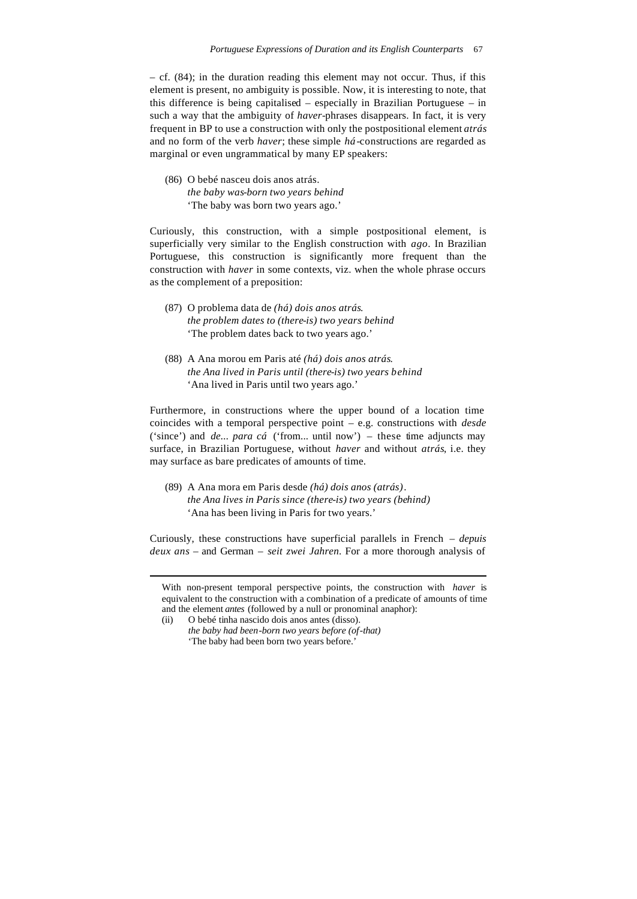– cf. (84); in the duration reading this element may not occur. Thus, if this element is present, no ambiguity is possible. Now, it is interesting to note, that this difference is being capitalised – especially in Brazilian Portuguese – in such a way that the ambiguity of *haver*-phrases disappears. In fact, it is very frequent in BP to use a construction with only the postpositional element *atrás* and no form of the verb *haver*; these simple *há*-constructions are regarded as marginal or even ungrammatical by many EP speakers:

(86) O bebé nasceu dois anos atrás.
*the baby was-born two years behind*
'The baby was born two years ago.'

Curiously, this construction, with a simple postpositional element, is superficially very similar to the English construction with *ago*. In Brazilian Portuguese, this construction is significantly more frequent than the construction with *haver* in some contexts, viz. when the whole phrase occurs as the complement of a preposition:

(87) O problema data de *(há) dois anos atrás*.
*the problem dates to (there-is) two years behind*
'The problem dates back to two years ago.'

(88) A Ana morou em Paris até *(há) dois anos atrás*.
*the Ana lived in Paris until (there-is) two years behind*
'Ana lived in Paris until two years ago.'

Furthermore, in constructions where the upper bound of a location time coincides with a temporal perspective point – e.g. constructions with *desde* ('since') and *de... para cá* ('from... until now') – these time adjuncts may surface, in Brazilian Portuguese, without *haver* and without *atrás*, i.e. they may surface as bare predicates of amounts of time.

(89) A Ana mora em Paris desde *(há) dois anos (atrás)*.
*the Ana lives in Paris since (there-is) two years (behind)*
'Ana has been living in Paris for two years.'

Curiously, these constructions have superficial parallels in French – *depuis deux ans* – and German – *seit zwei Jahren*. For a more thorough analysis of

---

With non-present temporal perspective points, the construction with *haver* is equivalent to the construction with a combination of a predicate of amounts of time and the element *antes* (followed by a null or pronominal anaphor):

(ii) O bebé tinha nascido dois anos antes (disso).
*the baby had been-born two years before (of-that)*
'The baby had been born two years before.'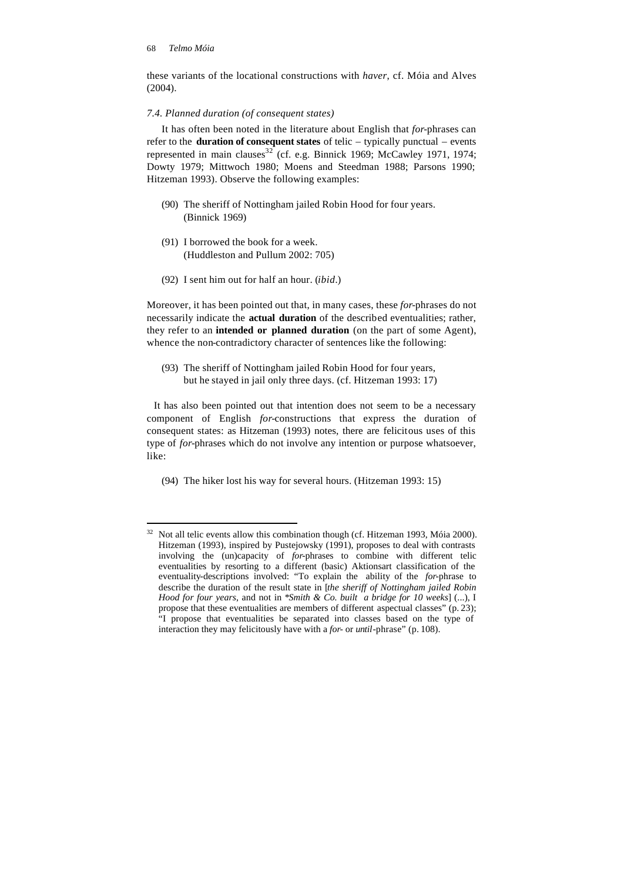these variants of the locational constructions with *haver*, cf. Móia and Alves (2004).

### *7.4. Planned duration (of consequent states)*

It has often been noted in the literature about English that *for*-phrases can refer to the **duration of consequent states** of telic – typically punctual – events represented in main clauses[32] (cf. e.g. Binnick 1969; McCawley 1971, 1974; Dowty 1979; Mittwoch 1980; Moens and Steedman 1988; Parsons 1990; Hitzeman 1993). Observe the following examples:

(90) The sheriff of Nottingham jailed Robin Hood for four years. (Binnick 1969)

(91) I borrowed the book for a week. (Huddleston and Pullum 2002: 705)

(92) I sent him out for half an hour. (*ibid*.)

Moreover, it has been pointed out that, in many cases, these *for*-phrases do not necessarily indicate the **actual duration** of the described eventualities; rather, they refer to an **intended or planned duration** (on the part of some Agent), whence the non-contradictory character of sentences like the following:

(93) The sheriff of Nottingham jailed Robin Hood for four years, but he stayed in jail only three days. (cf. Hitzeman 1993: 17)

It has also been pointed out that intention does not seem to be a necessary component of English *for*-constructions that express the duration of consequent states: as Hitzeman (1993) notes, there are felicitous uses of this type of *for*-phrases which do not involve any intention or purpose whatsoever, like:

(94) The hiker lost his way for several hours. (Hitzeman 1993: 15)

---

[32] Not all telic events allow this combination though (cf. Hitzeman 1993, Móia 2000). Hitzeman (1993), inspired by Pustejowsky (1991), proposes to deal with contrasts involving the (un)capacity of *for*-phrases to combine with different telic eventualities by resorting to a different (basic) Aktionsart classification of the eventuality-descriptions involved: "To explain the ability of the *for*-phrase to describe the duration of the result state in [*the sheriff of Nottingham jailed Robin Hood for four years*, and not in *\*Smith & Co. built a bridge for 10 weeks*] (...), I propose that these eventualities are members of different aspectual classes" (p. 23); "I propose that eventualities be separated into classes based on the type of interaction they may felicitously have with a *for*- or *until*-phrase" (p. 108).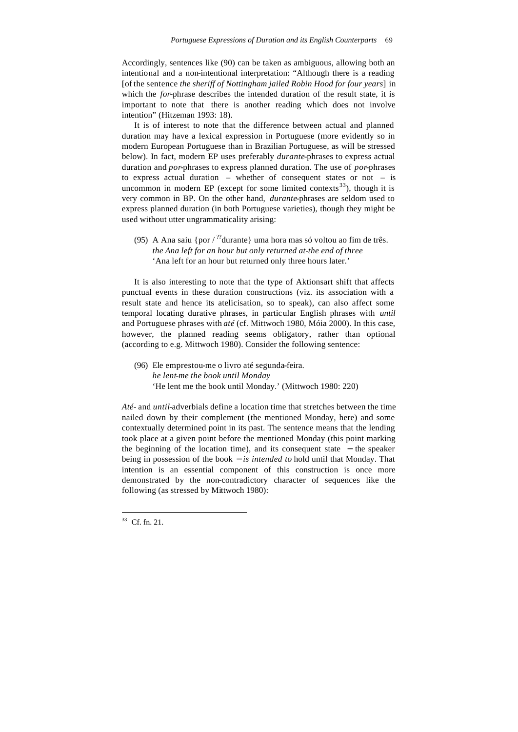Accordingly, sentences like (90) can be taken as ambiguous, allowing both an intentional and a non-intentional interpretation: "Although there is a reading [of the sentence *the sheriff of Nottingham jailed Robin Hood for four years*] in which the *for*-phrase describes the intended duration of the result state, it is important to note that there is another reading which does not involve intention" (Hitzeman 1993: 18).

It is of interest to note that the difference between actual and planned duration may have a lexical expression in Portuguese (more evidently so in modern European Portuguese than in Brazilian Portuguese, as will be stressed below). In fact, modern EP uses preferably *durante*-phrases to express actual duration and *por*-phrases to express planned duration. The use of *por*-phrases to express actual duration – whether of consequent states or not – is uncommon in modern EP (except for some limited contexts[33]), though it is very common in BP. On the other hand, *durante*-phrases are seldom used to express planned duration (in both Portuguese varieties), though they might be used without utter ungrammaticality arising:

(95) A Ana saiu {por / ??durante} uma hora mas só voltou ao fim de três.
*the Ana left for an hour but only returned at-the end of three*
'Ana left for an hour but returned only three hours later.'

It is also interesting to note that the type of Aktionsart shift that affects punctual events in these duration constructions (viz. its association with a result state and hence its atelicisation, so to speak), can also affect some temporal locating durative phrases, in particular English phrases with *until* and Portuguese phrases with *até* (cf. Mittwoch 1980, Móia 2000). In this case, however, the planned reading seems obligatory, rather than optional (according to e.g. Mittwoch 1980). Consider the following sentence:

(96) Ele emprestou-me o livro até segunda-feira.
*he lent-me the book until Monday*
'He lent me the book until Monday.' (Mittwoch 1980: 220)

*Até*- and *until*-adverbials define a location time that stretches between the time nailed down by their complement (the mentioned Monday, here) and some contextually determined point in its past. The sentence means that the lending took place at a given point before the mentioned Monday (this point marking the beginning of the location time), and its consequent state – the speaker being in possession of the book – *is intended to* hold until that Monday. That intention is an essential component of this construction is once more demonstrated by the non-contradictory character of sequences like the following (as stressed by Mittwoch 1980):

---

[33] Cf. fn. 21.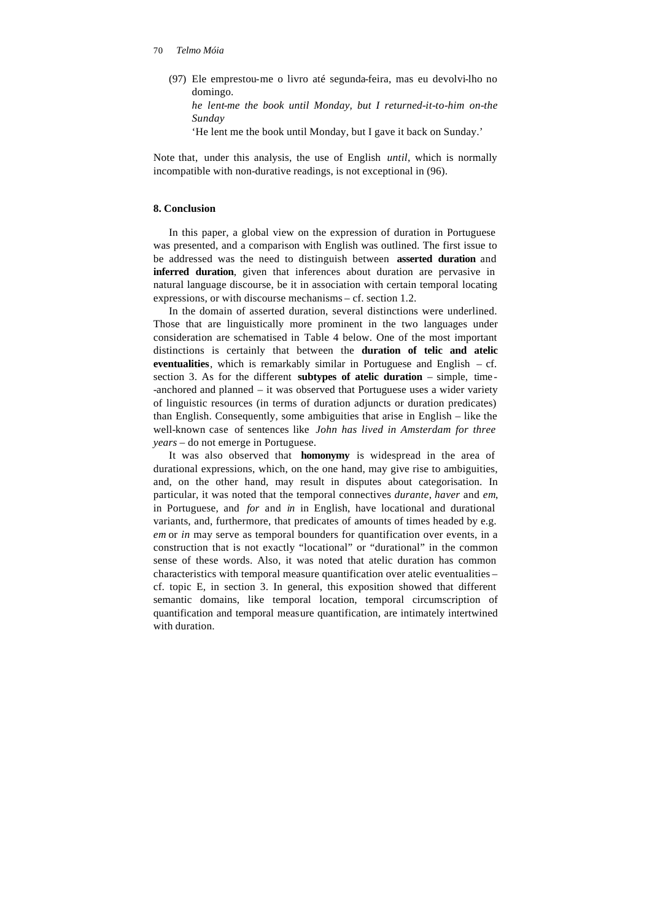(97) Ele emprestou-me o livro até segunda-feira, mas eu devolvi-lho no domingo.
*he lent-me the book until Monday, but I returned-it-to-him on-the Sunday*
'He lent me the book until Monday, but I gave it back on Sunday.'

Note that, under this analysis, the use of English *until*, which is normally incompatible with non-durative readings, is not exceptional in (96).

## 8. Conclusion

In this paper, a global view on the expression of duration in Portuguese was presented, and a comparison with English was outlined. The first issue to be addressed was the need to distinguish between **asserted duration** and **inferred duration**, given that inferences about duration are pervasive in natural language discourse, be it in association with certain temporal locating expressions, or with discourse mechanisms – cf. section 1.2.

In the domain of asserted duration, several distinctions were underlined. Those that are linguistically more prominent in the two languages under consideration are schematised in Table 4 below. One of the most important distinctions is certainly that between the **duration of telic and atelic eventualities**, which is remarkably similar in Portuguese and English – cf. section 3. As for the different **subtypes of atelic duration** – simple, time-anchored and planned – it was observed that Portuguese uses a wider variety of linguistic resources (in terms of duration adjuncts or duration predicates) than English. Consequently, some ambiguities that arise in English – like the well-known case of sentences like *John has lived in Amsterdam for three years* – do not emerge in Portuguese.

It was also observed that **homonymy** is widespread in the area of durational expressions, which, on the one hand, may give rise to ambiguities, and, on the other hand, may result in disputes about categorisation. In particular, it was noted that the temporal connectives *durante*, *haver* and *em*, in Portuguese, and *for* and *in* in English, have locational and durational variants, and, furthermore, that predicates of amounts of times headed by e.g. *em* or *in* may serve as temporal bounders for quantification over events, in a construction that is not exactly "locational" or "durational" in the common sense of these words. Also, it was noted that atelic duration has common characteristics with temporal measure quantification over atelic eventualities – cf. topic E, in section 3. In general, this exposition showed that different semantic domains, like temporal location, temporal circumscription of quantification and temporal measure quantification, are intimately intertwined with duration.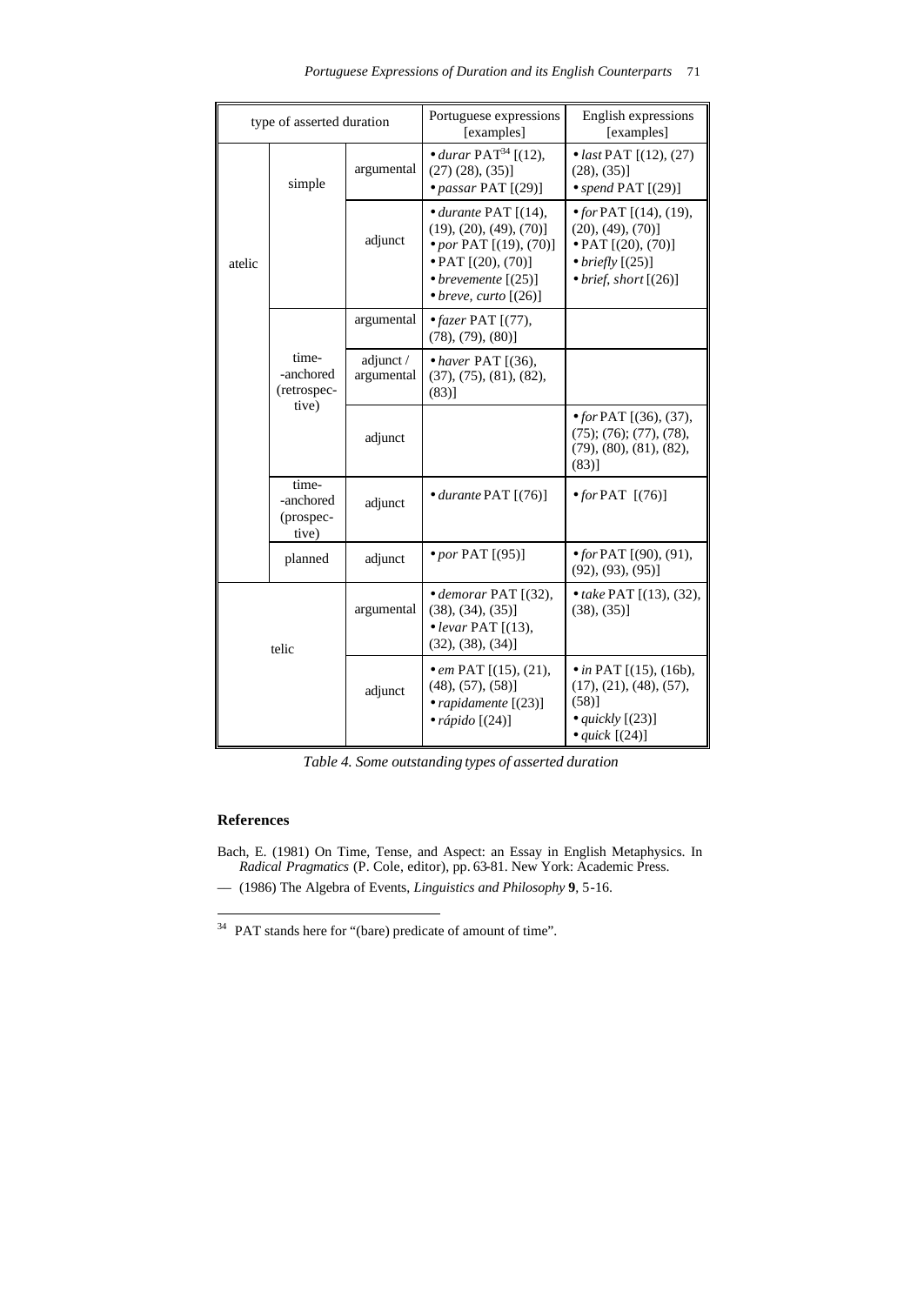| type of asserted duration | | | Portuguese expressions [examples] | English expressions [examples] |
|---|---|---|---|---|
| atelic | simple | argumental | • *durar* PAT[34] [(12), (27) (28), (35)]<br>• *passar* PAT [(29)] | • *last* PAT [(12), (27) (28), (35)]<br>• *spend* PAT [(29)] |
| | | adjunct | • *durante* PAT [(14), (19), (20), (49), (70)]<br>• *por* PAT [(19), (70)]<br>• PAT [(20), (70)]<br>• *brevemente* [(25)]<br>• *breve, curto* [(26)] | • *for* PAT [(14), (19), (20), (49), (70)]<br>• PAT [(20), (70)]<br>• *briefly* [(25)]<br>• *brief, short* [(26)] |
| | time-anchored (retrospective) | argumental | • *fazer* PAT [(77), (78), (79), (80)] | |
| | | adjunct / argumental | • *haver* PAT [(36), (37), (75), (81), (82), (83)] | |
| | | adjunct | | • *for* PAT [(36), (37), (75); (76); (77), (78), (79), (80), (81), (82), (83)] |
| | time-anchored (prospective) | adjunct | • *durante* PAT [(76)] | • *for* PAT [(76)] |
| | planned | adjunct | • *por* PAT [(95)] | • *for* PAT [(90), (91), (92), (93), (95)] |
| telic | | argumental | • *demorar* PAT [(32), (38), (34), (35)]<br>• *levar* PAT [(13), (32), (38), (34)] | • *take* PAT [(13), (32), (38), (35)] |
| | | adjunct | • *em* PAT [(15), (21), (48), (57), (58)]<br>• *rapidamente* [(23)]<br>• *rápido* [(24)] | • *in* PAT [(15), (16b), (17), (21), (48), (57), (58)]<br>• *quickly* [(23)]<br>• *quick* [(24)] |

*Table 4. Some outstanding types of asserted duration*

## References

Bach, E. (1981) On Time, Tense, and Aspect: an Essay in English Metaphysics. In *Radical Pragmatics* (P. Cole, editor), pp. 63-81. New York: Academic Press.

— (1986) The Algebra of Events, *Linguistics and Philosophy* **9**, 5-16.

[34] PAT stands here for "(bare) predicate of amount of time".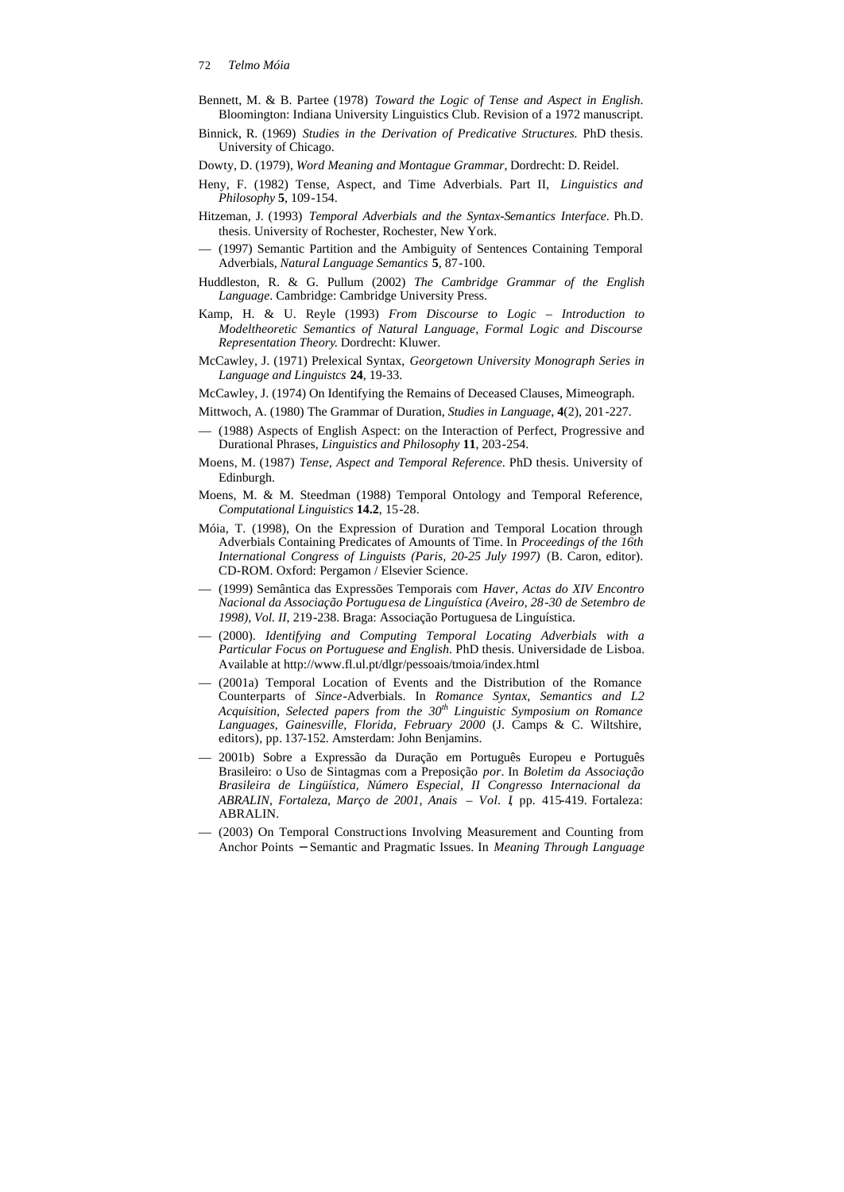Bennett, M. & B. Partee (1978) *Toward the Logic of Tense and Aspect in English*. Bloomington: Indiana University Linguistics Club. Revision of a 1972 manuscript.

Binnick, R. (1969) *Studies in the Derivation of Predicative Structures.* PhD thesis. University of Chicago.

Dowty, D. (1979), *Word Meaning and Montague Grammar*, Dordrecht: D. Reidel.

Heny, F. (1982) Tense, Aspect, and Time Adverbials. Part II, *Linguistics and Philosophy* **5**, 109-154.

Hitzeman, J. (1993) *Temporal Adverbials and the Syntax-Semantics Interface*. Ph.D. thesis. University of Rochester, Rochester, New York.

— (1997) Semantic Partition and the Ambiguity of Sentences Containing Temporal Adverbials, *Natural Language Semantics* **5**, 87-100.

Huddleston, R. & G. Pullum (2002) *The Cambridge Grammar of the English Language*. Cambridge: Cambridge University Press.

Kamp, H. & U. Reyle (1993) *From Discourse to Logic – Introduction to Modeltheoretic Semantics of Natural Language, Formal Logic and Discourse Representation Theory.* Dordrecht: Kluwer.

McCawley, J. (1971) Prelexical Syntax, *Georgetown University Monograph Series in Language and Linguistcs* **24**, 19-33.

McCawley, J. (1974) On Identifying the Remains of Deceased Clauses, Mimeograph.

Mittwoch, A. (1980) The Grammar of Duration, *Studies in Language*, **4**(2), 201-227.

— (1988) Aspects of English Aspect: on the Interaction of Perfect, Progressive and Durational Phrases, *Linguistics and Philosophy* **11**, 203-254.

Moens, M. (1987) *Tense, Aspect and Temporal Reference.* PhD thesis. University of Edinburgh.

Moens, M. & M. Steedman (1988) Temporal Ontology and Temporal Reference, *Computational Linguistics* **14.2**, 15-28.

Móia, T. (1998), On the Expression of Duration and Temporal Location through Adverbials Containing Predicates of Amounts of Time. In *Proceedings of the 16th International Congress of Linguists (Paris, 20-25 July 1997)* (B. Caron, editor). CD-ROM. Oxford: Pergamon / Elsevier Science.

— (1999) Semântica das Expressões Temporais com *Haver*, *Actas do XIV Encontro Nacional da Associação Portuguesa de Linguística (Aveiro, 28-30 de Setembro de 1998), Vol. II*, 219-238. Braga: Associação Portuguesa de Linguística.

— (2000). *Identifying and Computing Temporal Locating Adverbials with a Particular Focus on Portuguese and English.* PhD thesis. Universidade de Lisboa. Available at http://www.fl.ul.pt/dlgr/pessoais/tmoia/index.html

— (2001a) Temporal Location of Events and the Distribution of the Romance Counterparts of *Since*-Adverbials. In *Romance Syntax, Semantics and L2 Acquisition, Selected papers from the 30th Linguistic Symposium on Romance Languages, Gainesville, Florida, February 2000* (J. Camps & C. Wiltshire, editors), pp. 137-152. Amsterdam: John Benjamins.

— 2001b) Sobre a Expressão da Duração em Português Europeu e Português Brasileiro: o Uso de Sintagmas com a Preposição *por*. In *Boletim da Associação Brasileira de Lingüística, Número Especial, II Congresso Internacional da ABRALIN, Fortaleza, Março de 2001, Anais – Vol. I*, pp. 415-419. Fortaleza: ABRALIN.

— (2003) On Temporal Constructions Involving Measurement and Counting from Anchor Points – Semantic and Pragmatic Issues. In *Meaning Through Language*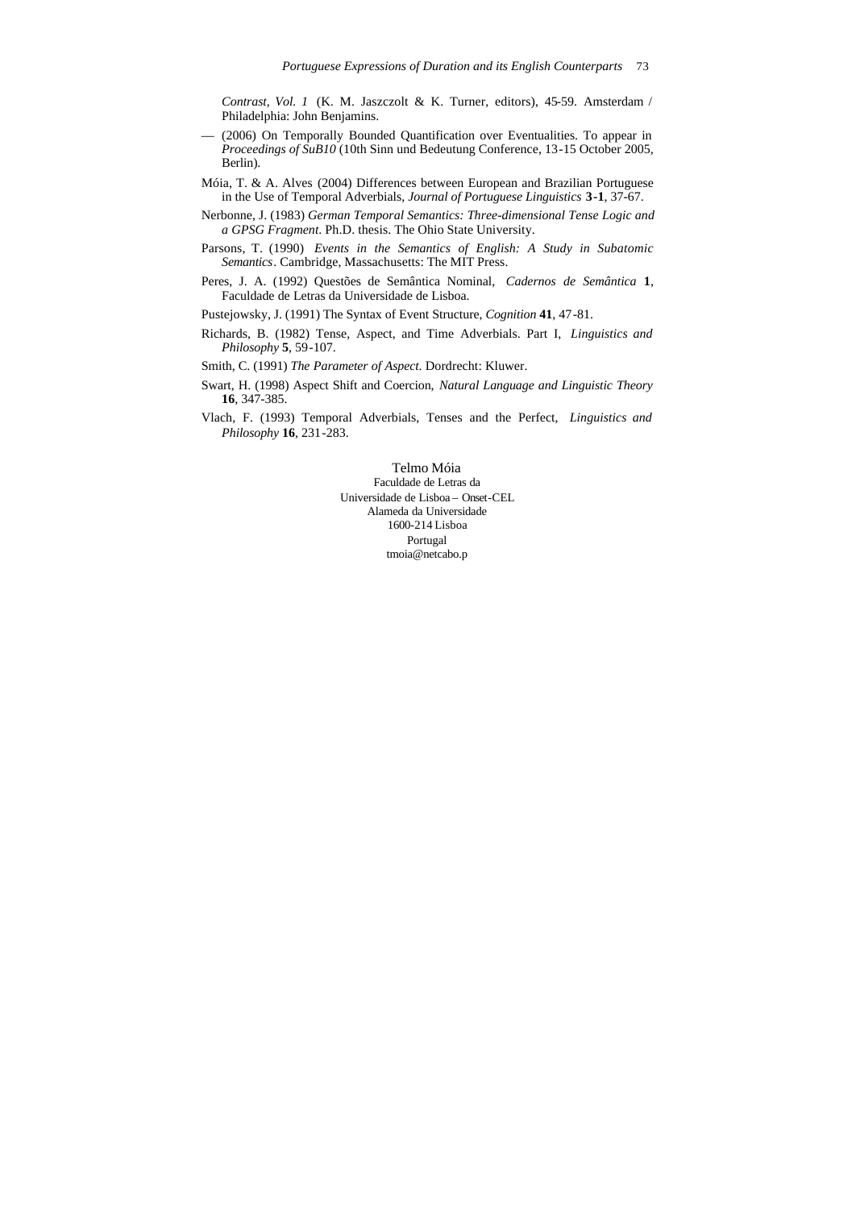*Contrast, Vol. 1* (K. M. Jaszczolt & K. Turner, editors), 45-59. Amsterdam / Philadelphia: John Benjamins.

— (2006) On Temporally Bounded Quantification over Eventualities. To appear in *Proceedings of SuB10* (10th Sinn und Bedeutung Conference, 13-15 October 2005, Berlin).

Móia, T. & A. Alves (2004) Differences between European and Brazilian Portuguese in the Use of Temporal Adverbials, *Journal of Portuguese Linguistics* **3-1**, 37-67.

Nerbonne, J. (1983) *German Temporal Semantics: Three-dimensional Tense Logic and a GPSG Fragment*. Ph.D. thesis. The Ohio State University.

Parsons, T. (1990) *Events in the Semantics of English: A Study in Subatomic Semantics*. Cambridge, Massachusetts: The MIT Press.

Peres, J. A. (1992) Questões de Semântica Nominal, *Cadernos de Semântica* **1**, Faculdade de Letras da Universidade de Lisboa.

Pustejowsky, J. (1991) The Syntax of Event Structure, *Cognition* **41**, 47-81.

Richards, B. (1982) Tense, Aspect, and Time Adverbials. Part I, *Linguistics and Philosophy* **5**, 59-107.

Smith, C. (1991) *The Parameter of Aspect*. Dordrecht: Kluwer.

Swart, H. (1998) Aspect Shift and Coercion, *Natural Language and Linguistic Theory* **16**, 347-385.

Vlach, F. (1993) Temporal Adverbials, Tenses and the Perfect, *Linguistics and Philosophy* **16**, 231-283.

Telmo Móia
Faculdade de Letras da
Universidade de Lisboa – Onset-CEL
Alameda da Universidade
1600-214 Lisboa
Portugal
tmoia@netcabo.p